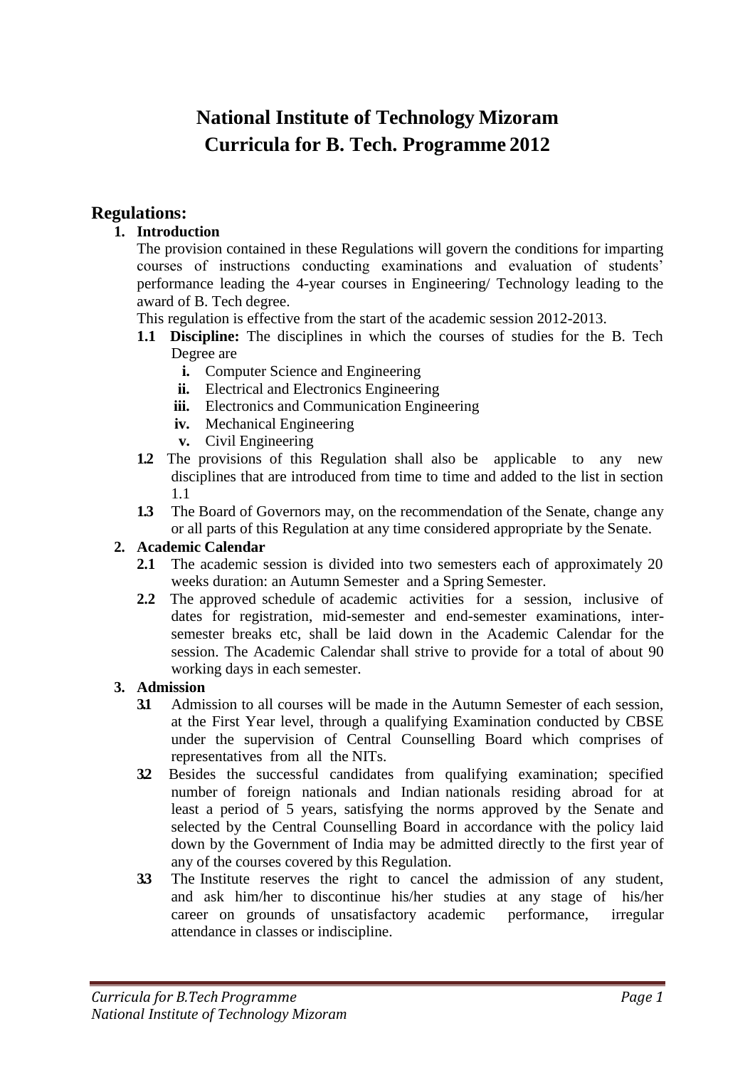# National Institute of Technology Mizoram
# Curricula for B. Tech. Programme 2012

## Regulations:

**1. Introduction**

The provision contained in these Regulations will govern the conditions for imparting courses of instructions conducting examinations and evaluation of students' performance leading the 4-year courses in Engineering/ Technology leading to the award of B. Tech degree.

This regulation is effective from the start of the academic session 2012-2013.

**1.1 Discipline:** The disciplines in which the courses of studies for the B. Tech Degree are

- **i.** Computer Science and Engineering
- **ii.** Electrical and Electronics Engineering
- **iii.** Electronics and Communication Engineering
- **iv.** Mechanical Engineering
- **v.** Civil Engineering

**1.2** The provisions of this Regulation shall also be applicable to any new disciplines that are introduced from time to time and added to the list in section 1.1

**1.3** The Board of Governors may, on the recommendation of the Senate, change any or all parts of this Regulation at any time considered appropriate by the Senate.

**2. Academic Calendar**

**2.1** The academic session is divided into two semesters each of approximately 20 weeks duration: an Autumn Semester and a Spring Semester.

**2.2** The approved schedule of academic activities for a session, inclusive of dates for registration, mid-semester and end-semester examinations, inter-semester breaks etc, shall be laid down in the Academic Calendar for the session. The Academic Calendar shall strive to provide for a total of about 90 working days in each semester.

**3. Admission**

**3.1** Admission to all courses will be made in the Autumn Semester of each session, at the First Year level, through a qualifying Examination conducted by CBSE under the supervision of Central Counselling Board which comprises of representatives from all the NITs.

**3.2** Besides the successful candidates from qualifying examination; specified number of foreign nationals and Indian nationals residing abroad for at least a period of 5 years, satisfying the norms approved by the Senate and selected by the Central Counselling Board in accordance with the policy laid down by the Government of India may be admitted directly to the first year of any of the courses covered by this Regulation.

**3.3** The Institute reserves the right to cancel the admission of any student, and ask him/her to discontinue his/her studies at any stage of his/her career on grounds of unsatisfactory academic performance, irregular attendance in classes or indiscipline.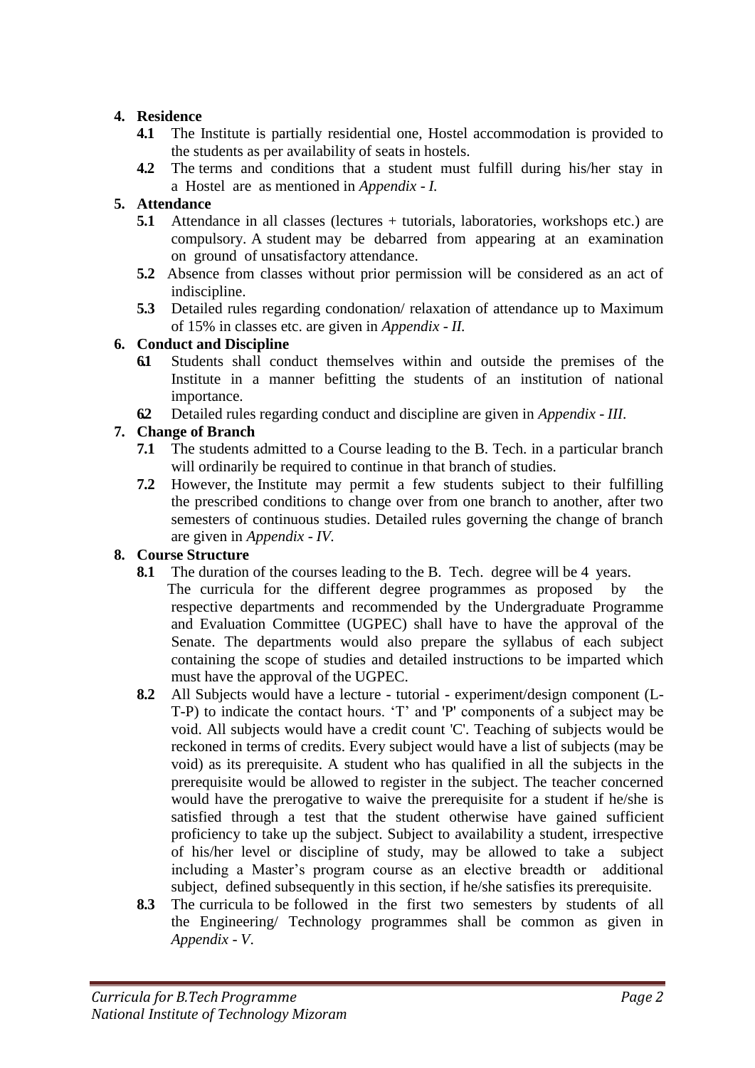**4. Residence**

- **4.1** The Institute is partially residential one, Hostel accommodation is provided to the students as per availability of seats in hostels.
- **4.2** The terms and conditions that a student must fulfill during his/her stay in a Hostel are as mentioned in *Appendix - I.*

**5. Attendance**

- **5.1** Attendance in all classes (lectures + tutorials, laboratories, workshops etc.) are compulsory. A student may be debarred from appearing at an examination on ground of unsatisfactory attendance.
- **5.2** Absence from classes without prior permission will be considered as an act of indiscipline.
- **5.3** Detailed rules regarding condonation/ relaxation of attendance up to Maximum of 15% in classes etc. are given in *Appendix - II.*

**6. Conduct and Discipline**

- **6.1** Students shall conduct themselves within and outside the premises of the Institute in a manner befitting the students of an institution of national importance.
- **6.2** Detailed rules regarding conduct and discipline are given in *Appendix - III*.

**7. Change of Branch**

- **7.1** The students admitted to a Course leading to the B. Tech. in a particular branch will ordinarily be required to continue in that branch of studies.
- **7.2** However, the Institute may permit a few students subject to their fulfilling the prescribed conditions to change over from one branch to another, after two semesters of continuous studies. Detailed rules governing the change of branch are given in *Appendix - IV*.

**8. Course Structure**

- **8.1** The duration of the courses leading to the B. Tech. degree will be 4 years.

  The curricula for the different degree programmes as proposed by the respective departments and recommended by the Undergraduate Programme and Evaluation Committee (UGPEC) shall have to have the approval of the Senate. The departments would also prepare the syllabus of each subject containing the scope of studies and detailed instructions to be imparted which must have the approval of the UGPEC.
- **8.2** All Subjects would have a lecture - tutorial - experiment/design component (L-T-P) to indicate the contact hours. 'T' and 'P' components of a subject may be void. All subjects would have a credit count 'C'. Teaching of subjects would be reckoned in terms of credits. Every subject would have a list of subjects (may be void) as its prerequisite. A student who has qualified in all the subjects in the prerequisite would be allowed to register in the subject. The teacher concerned would have the prerogative to waive the prerequisite for a student if he/she is satisfied through a test that the student otherwise have gained sufficient proficiency to take up the subject. Subject to availability a student, irrespective of his/her level or discipline of study, may be allowed to take a subject including a Master's program course as an elective breadth or additional subject, defined subsequently in this section, if he/she satisfies its prerequisite.
- **8.3** The curricula to be followed in the first two semesters by students of all the Engineering/ Technology programmes shall be common as given in *Appendix - V*.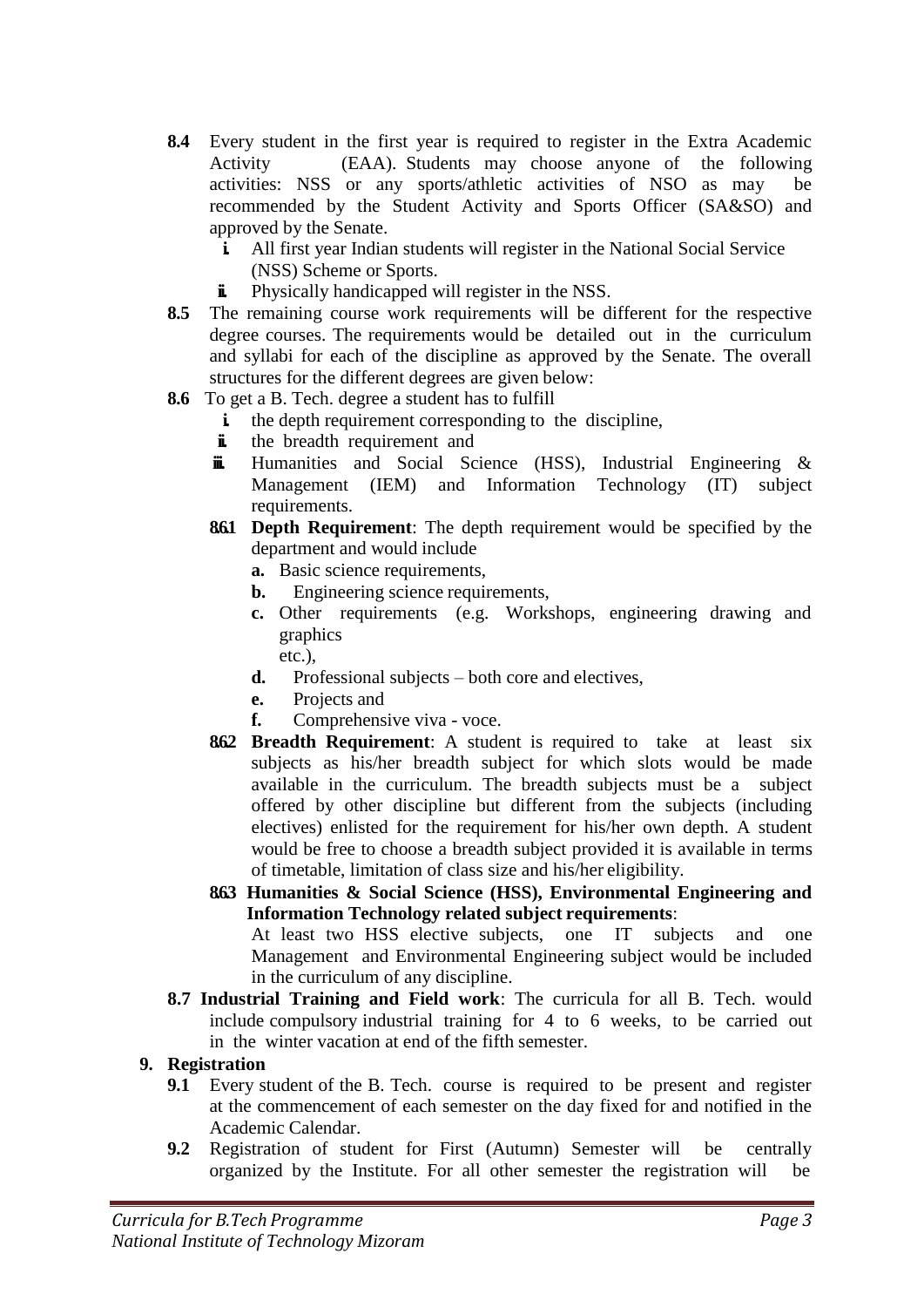**8.4** Every student in the first year is required to register in the Extra Academic Activity (EAA). Students may choose anyone of the following activities: NSS or any sports/athletic activities of NSO as may be recommended by the Student Activity and Sports Officer (SA&SO) and approved by the Senate.

- i. All first year Indian students will register in the National Social Service (NSS) Scheme or Sports.
- ii. Physically handicapped will register in the NSS.

**8.5** The remaining course work requirements will be different for the respective degree courses. The requirements would be detailed out in the curriculum and syllabi for each of the discipline as approved by the Senate. The overall structures for the different degrees are given below:

**8.6** To get a B. Tech. degree a student has to fulfill

- i. the depth requirement corresponding to the discipline,
- ii. the breadth requirement and
- iii. Humanities and Social Science (HSS), Industrial Engineering & Management (IEM) and Information Technology (IT) subject requirements.

**8.6.1 Depth Requirement**: The depth requirement would be specified by the department and would include

- **a.** Basic science requirements,
- **b.** Engineering science requirements,
- **c.** Other requirements (e.g. Workshops, engineering drawing and graphics etc.),
- **d.** Professional subjects – both core and electives,
- **e.** Projects and
- **f.** Comprehensive viva - voce.

**8.6.2 Breadth Requirement**: A student is required to take at least six subjects as his/her breadth subject for which slots would be made available in the curriculum. The breadth subjects must be a subject offered by other discipline but different from the subjects (including electives) enlisted for the requirement for his/her own depth. A student would be free to choose a breadth subject provided it is available in terms of timetable, limitation of class size and his/her eligibility.

**8.6.3 Humanities & Social Science (HSS), Environmental Engineering and Information Technology related subject requirements**:

At least two HSS elective subjects, one IT subjects and one Management and Environmental Engineering subject would be included in the curriculum of any discipline.

**8.7 Industrial Training and Field work**: The curricula for all B. Tech. would include compulsory industrial training for 4 to 6 weeks, to be carried out in the winter vacation at end of the fifth semester.

## 9. Registration

**9.1** Every student of the B. Tech. course is required to be present and register at the commencement of each semester on the day fixed for and notified in the Academic Calendar.

**9.2** Registration of student for First (Autumn) Semester will be centrally organized by the Institute. For all other semester the registration will be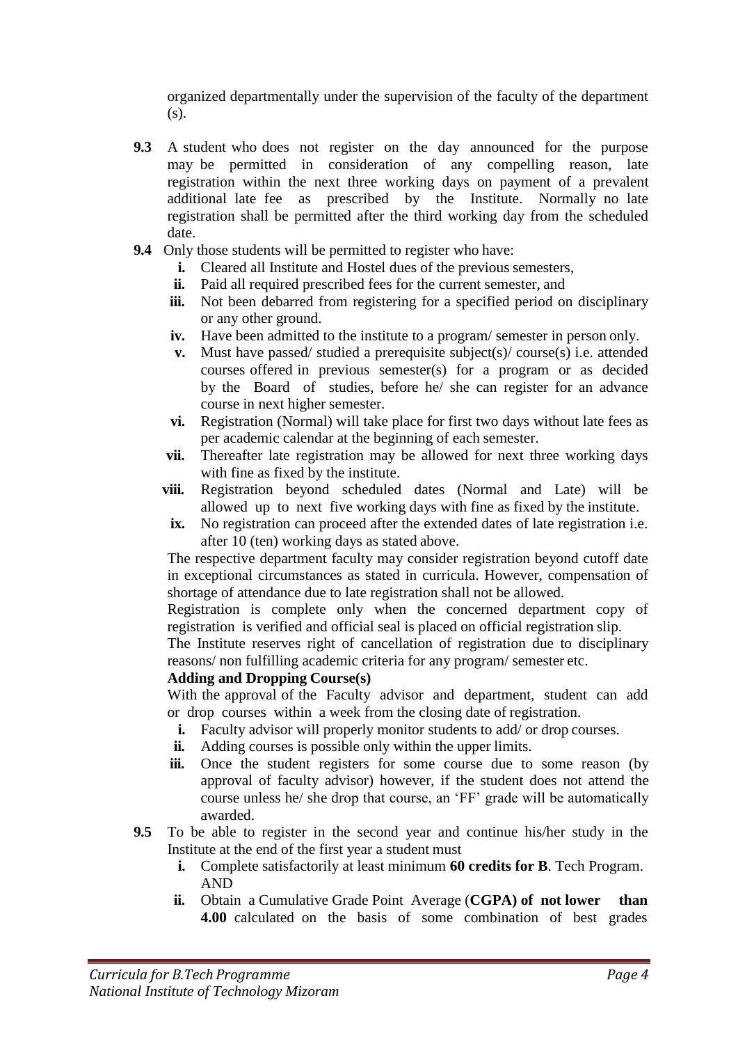organized departmentally under the supervision of the faculty of the department (s).

**9.3** A student who does not register on the day announced for the purpose may be permitted in consideration of any compelling reason, late registration within the next three working days on payment of a prevalent additional late fee as prescribed by the Institute. Normally no late registration shall be permitted after the third working day from the scheduled date.

**9.4** Only those students will be permitted to register who have:

- **i.** Cleared all Institute and Hostel dues of the previous semesters,
- **ii.** Paid all required prescribed fees for the current semester, and
- **iii.** Not been debarred from registering for a specified period on disciplinary or any other ground.
- **iv.** Have been admitted to the institute to a program/ semester in person only.
- **v.** Must have passed/ studied a prerequisite subject(s)/ course(s) i.e. attended courses offered in previous semester(s) for a program or as decided by the Board of studies, before he/ she can register for an advance course in next higher semester.
- **vi.** Registration (Normal) will take place for first two days without late fees as per academic calendar at the beginning of each semester.
- **vii.** Thereafter late registration may be allowed for next three working days with fine as fixed by the institute.
- **viii.** Registration beyond scheduled dates (Normal and Late) will be allowed up to next five working days with fine as fixed by the institute.
- **ix.** No registration can proceed after the extended dates of late registration i.e. after 10 (ten) working days as stated above.

The respective department faculty may consider registration beyond cutoff date in exceptional circumstances as stated in curricula. However, compensation of shortage of attendance due to late registration shall not be allowed.

Registration is complete only when the concerned department copy of registration is verified and official seal is placed on official registration slip.

The Institute reserves right of cancellation of registration due to disciplinary reasons/ non fulfilling academic criteria for any program/ semester etc.

**Adding and Dropping Course(s)**

With the approval of the Faculty advisor and department, student can add or drop courses within a week from the closing date of registration.

- **i.** Faculty advisor will properly monitor students to add/ or drop courses.
- **ii.** Adding courses is possible only within the upper limits.
- **iii.** Once the student registers for some course due to some reason (by approval of faculty advisor) however, if the student does not attend the course unless he/ she drop that course, an 'FF' grade will be automatically awarded.

**9.5** To be able to register in the second year and continue his/her study in the Institute at the end of the first year a student must

- **i.** Complete satisfactorily at least minimum **60 credits for B**. Tech Program. AND
- **ii.** Obtain a Cumulative Grade Point Average (**CGPA) of not lower than 4.00** calculated on the basis of some combination of best grades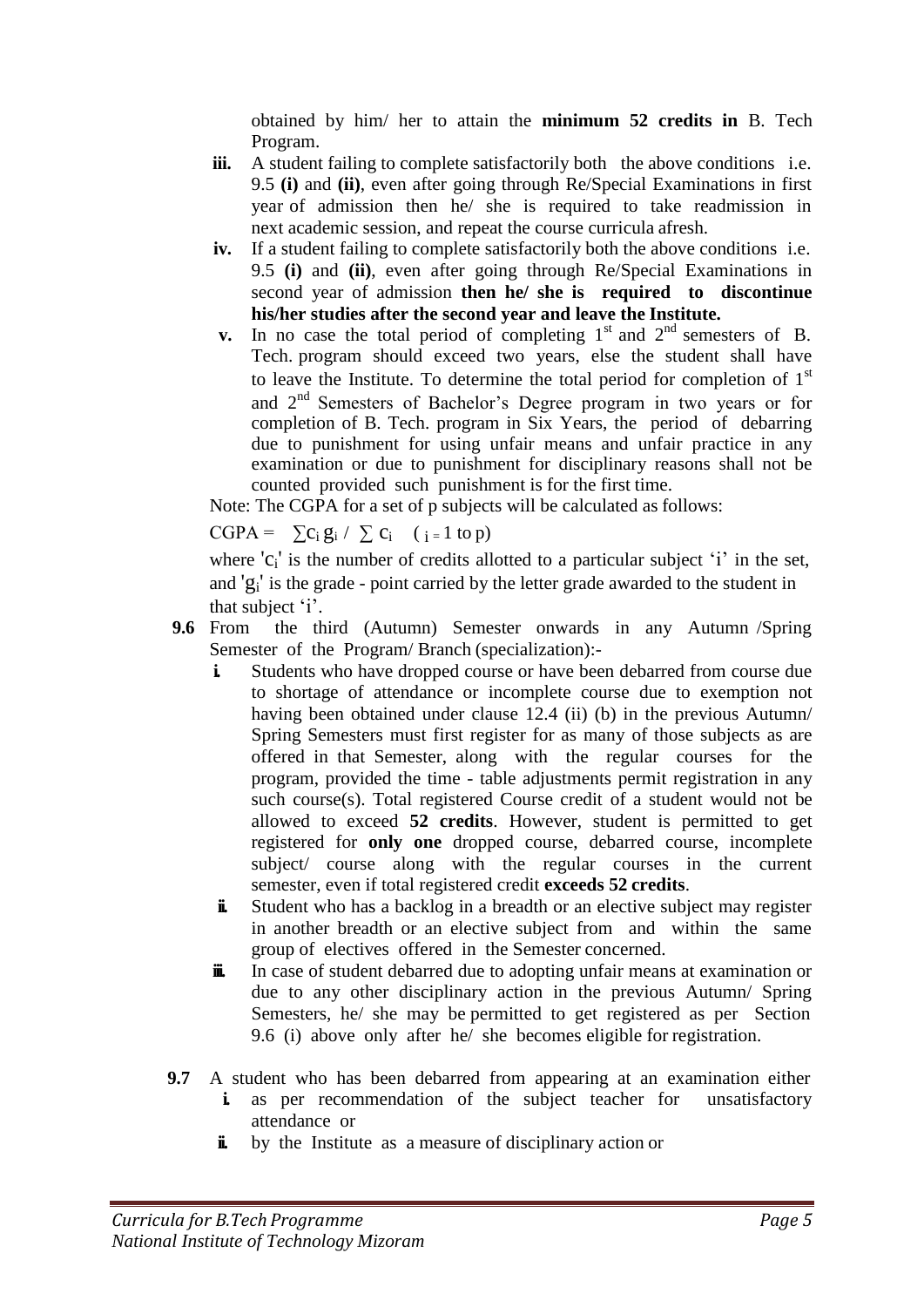obtained by him/ her to attain the **minimum 52 credits in** B. Tech Program.

iii. A student failing to complete satisfactorily both the above conditions i.e. 9.5 **(i)** and **(ii)**, even after going through Re/Special Examinations in first year of admission then he/ she is required to take readmission in next academic session, and repeat the course curricula afresh.

iv. If a student failing to complete satisfactorily both the above conditions i.e. 9.5 **(i)** and **(ii)**, even after going through Re/Special Examinations in second year of admission **then he/ she is required to discontinue his/her studies after the second year and leave the Institute.**

v. In no case the total period of completing 1st and 2nd semesters of B. Tech. program should exceed two years, else the student shall have to leave the Institute. To determine the total period for completion of 1st and 2nd Semesters of Bachelor's Degree program in two years or for completion of B. Tech. program in Six Years, the period of debarring due to punishment for using unfair means and unfair practice in any examination or due to punishment for disciplinary reasons shall not be counted provided such punishment is for the first time.

Note: The CGPA for a set of p subjects will be calculated as follows:

$$\text{CGPA} = \sum c_i g_i / \sum c_i \quad (i = 1 \text{ to } p)$$

where '$c_i$' is the number of credits allotted to a particular subject 'i' in the set, and '$g_i$' is the grade - point carried by the letter grade awarded to the student in that subject 'i'.

**9.6** From the third (Autumn) Semester onwards in any Autumn /Spring Semester of the Program/ Branch (specialization):-

i. Students who have dropped course or have been debarred from course due to shortage of attendance or incomplete course due to exemption not having been obtained under clause 12.4 (ii) (b) in the previous Autumn/ Spring Semesters must first register for as many of those subjects as are offered in that Semester, along with the regular courses for the program, provided the time - table adjustments permit registration in any such course(s). Total registered Course credit of a student would not be allowed to exceed **52 credits**. However, student is permitted to get registered for **only one** dropped course, debarred course, incomplete subject/ course along with the regular courses in the current semester, even if total registered credit **exceeds 52 credits**.

ii. Student who has a backlog in a breadth or an elective subject may register in another breadth or an elective subject from and within the same group of electives offered in the Semester concerned.

iii. In case of student debarred due to adopting unfair means at examination or due to any other disciplinary action in the previous Autumn/ Spring Semesters, he/ she may be permitted to get registered as per Section 9.6 (i) above only after he/ she becomes eligible for registration.

**9.7** A student who has been debarred from appearing at an examination either

i. as per recommendation of the subject teacher for unsatisfactory attendance or

ii. by the Institute as a measure of disciplinary action or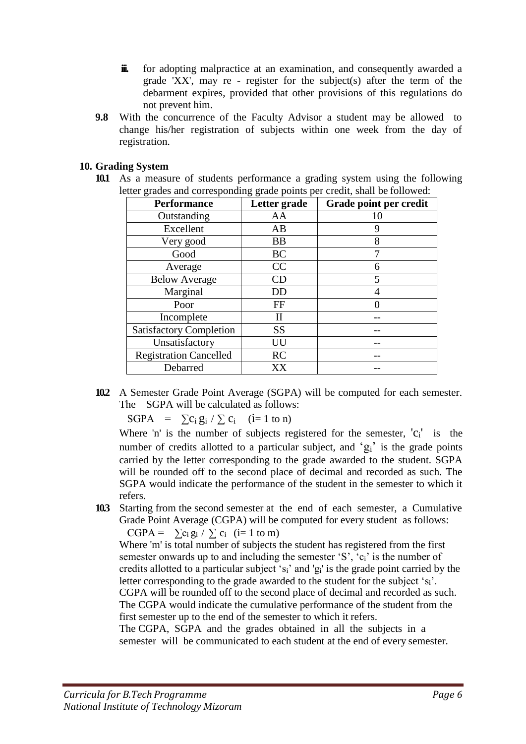iii. for adopting malpractice at an examination, and consequently awarded a grade 'XX', may re - register for the subject(s) after the term of the debarment expires, provided that other provisions of this regulations do not prevent him.

**9.8** With the concurrence of the Faculty Advisor a student may be allowed to change his/her registration of subjects within one week from the day of registration.

## 10. Grading System

**10.1** As a measure of students performance a grading system using the following letter grades and corresponding grade points per credit, shall be followed:

| Performance | Letter grade | Grade point per credit |
|---|---|---|
| Outstanding | AA | 10 |
| Excellent | AB | 9 |
| Very good | BB | 8 |
| Good | BC | 7 |
| Average | CC | 6 |
| Below Average | CD | 5 |
| Marginal | DD | 4 |
| Poor | FF | 0 |
| Incomplete | II | -- |
| Satisfactory Completion | SS | -- |
| Unsatisfactory | UU | -- |
| Registration Cancelled | RC | -- |
| Debarred | XX | -- |

**10.2** A Semester Grade Point Average (SGPA) will be computed for each semester. The SGPA will be calculated as follows:

$$\text{SGPA} = \sum c_i g_i / \sum c_i \quad (i = 1 \text{ to } n)$$

Where 'n' is the number of subjects registered for the semester, '$c_i$' is the number of credits allotted to a particular subject, and '$g_i$' is the grade points carried by the letter corresponding to the grade awarded to the student. SGPA will be rounded off to the second place of decimal and recorded as such. The SGPA would indicate the performance of the student in the semester to which it refers.

**10.3** Starting from the second semester at the end of each semester, a Cumulative Grade Point Average (CGPA) will be computed for every student as follows:

$$\text{CGPA} = \sum c_i g_i / \sum c_i \quad (i = 1 \text{ to } m)$$

Where 'm' is total number of subjects the student has registered from the first semester onwards up to and including the semester 'S', '$c_i$' is the number of credits allotted to a particular subject '$s_i$' and '$g_i$' is the grade point carried by the letter corresponding to the grade awarded to the student for the subject '$s_i$'. CGPA will be rounded off to the second place of decimal and recorded as such. The CGPA would indicate the cumulative performance of the student from the first semester up to the end of the semester to which it refers.

The CGPA, SGPA and the grades obtained in all the subjects in a semester will be communicated to each student at the end of every semester.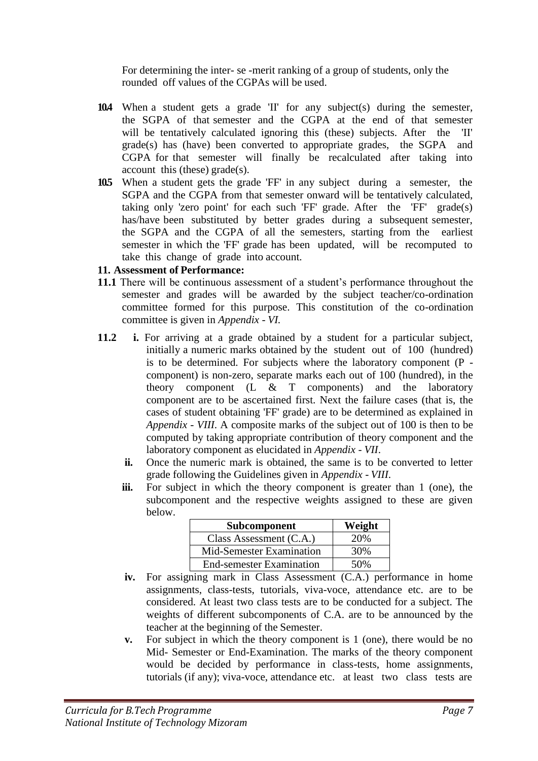For determining the inter- se -merit ranking of a group of students, only the rounded off values of the CGPAs will be used.

**10.4** When a student gets a grade 'II' for any subject(s) during the semester, the SGPA of that semester and the CGPA at the end of that semester will be tentatively calculated ignoring this (these) subjects. After the 'II' grade(s) has (have) been converted to appropriate grades, the SGPA and CGPA for that semester will finally be recalculated after taking into account this (these) grade(s).

**10.5** When a student gets the grade 'FF' in any subject during a semester, the SGPA and the CGPA from that semester onward will be tentatively calculated, taking only 'zero point' for each such 'FF' grade. After the 'FF' grade(s) has/have been substituted by better grades during a subsequent semester, the SGPA and the CGPA of all the semesters, starting from the earliest semester in which the 'FF' grade has been updated, will be recomputed to take this change of grade into account.

**11. Assessment of Performance:**

**11.1** There will be continuous assessment of a student's performance throughout the semester and grades will be awarded by the subject teacher/co-ordination committee formed for this purpose. This constitution of the co-ordination committee is given in *Appendix - VI.*

**11.2** **i.** For arriving at a grade obtained by a student for a particular subject, initially a numeric marks obtained by the student out of 100 (hundred) is to be determined. For subjects where the laboratory component (P - component) is non-zero, separate marks each out of 100 (hundred), in the theory component (L & T components) and the laboratory component are to be ascertained first. Next the failure cases (that is, the cases of student obtaining 'FF' grade) are to be determined as explained in *Appendix - VIII*. A composite marks of the subject out of 100 is then to be computed by taking appropriate contribution of theory component and the laboratory component as elucidated in *Appendix - VII*.

**ii.** Once the numeric mark is obtained, the same is to be converted to letter grade following the Guidelines given in *Appendix - VIII*.

**iii.** For subject in which the theory component is greater than 1 (one), the subcomponent and the respective weights assigned to these are given below.

| Subcomponent | Weight |
|---|---|
| Class Assessment (C.A.) | 20% |
| Mid-Semester Examination | 30% |
| End-semester Examination | 50% |

**iv.** For assigning mark in Class Assessment (C.A.) performance in home assignments, class-tests, tutorials, viva-voce, attendance etc. are to be considered. At least two class tests are to be conducted for a subject. The weights of different subcomponents of C.A. are to be announced by the teacher at the beginning of the Semester.

**v.** For subject in which the theory component is 1 (one), there would be no Mid- Semester or End-Examination. The marks of the theory component would be decided by performance in class-tests, home assignments, tutorials (if any); viva-voce, attendance etc. at least two class tests are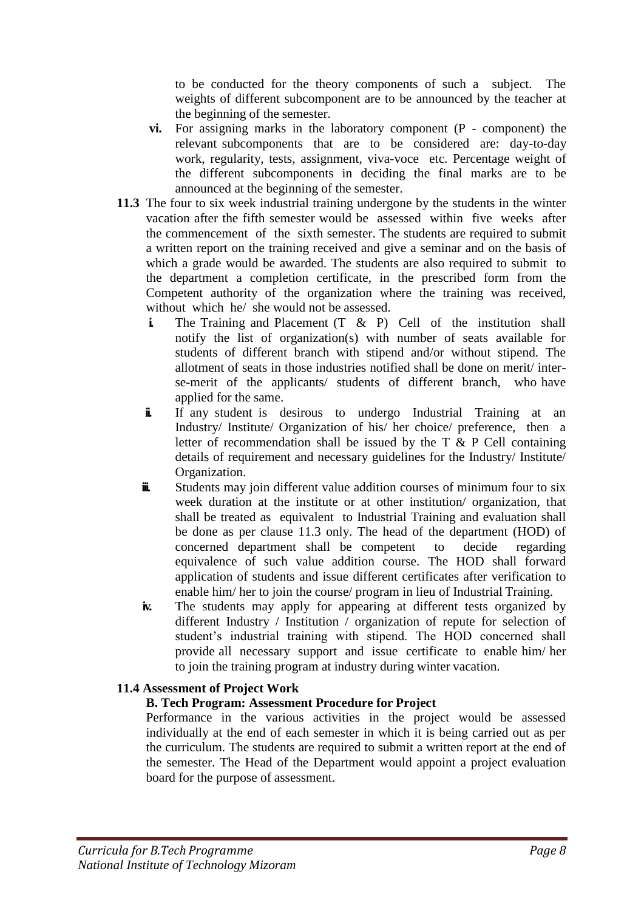to be conducted for the theory components of such a subject. The weights of different subcomponent are to be announced by the teacher at the beginning of the semester.

**vi.** For assigning marks in the laboratory component (P - component) the relevant subcomponents that are to be considered are: day-to-day work, regularity, tests, assignment, viva-voce etc. Percentage weight of the different subcomponents in deciding the final marks are to be announced at the beginning of the semester.

**11.3** The four to six week industrial training undergone by the students in the winter vacation after the fifth semester would be assessed within five weeks after the commencement of the sixth semester. The students are required to submit a written report on the training received and give a seminar and on the basis of which a grade would be awarded. The students are also required to submit to the department a completion certificate, in the prescribed form from the Competent authority of the organization where the training was received, without which he/ she would not be assessed.

- **i.** The Training and Placement (T & P) Cell of the institution shall notify the list of organization(s) with number of seats available for students of different branch with stipend and/or without stipend. The allotment of seats in those industries notified shall be done on merit/ inter-se-merit of the applicants/ students of different branch, who have applied for the same.
- **ii.** If any student is desirous to undergo Industrial Training at an Industry/ Institute/ Organization of his/ her choice/ preference, then a letter of recommendation shall be issued by the T & P Cell containing details of requirement and necessary guidelines for the Industry/ Institute/ Organization.
- **iii.** Students may join different value addition courses of minimum four to six week duration at the institute or at other institution/ organization, that shall be treated as equivalent to Industrial Training and evaluation shall be done as per clause 11.3 only. The head of the department (HOD) of concerned department shall be competent to decide regarding equivalence of such value addition course. The HOD shall forward application of students and issue different certificates after verification to enable him/ her to join the course/ program in lieu of Industrial Training.
- **iv.** The students may apply for appearing at different tests organized by different Industry / Institution / organization of repute for selection of student's industrial training with stipend. The HOD concerned shall provide all necessary support and issue certificate to enable him/ her to join the training program at industry during winter vacation.

**11.4 Assessment of Project Work**

**B. Tech Program: Assessment Procedure for Project**

Performance in the various activities in the project would be assessed individually at the end of each semester in which it is being carried out as per the curriculum. The students are required to submit a written report at the end of the semester. The Head of the Department would appoint a project evaluation board for the purpose of assessment.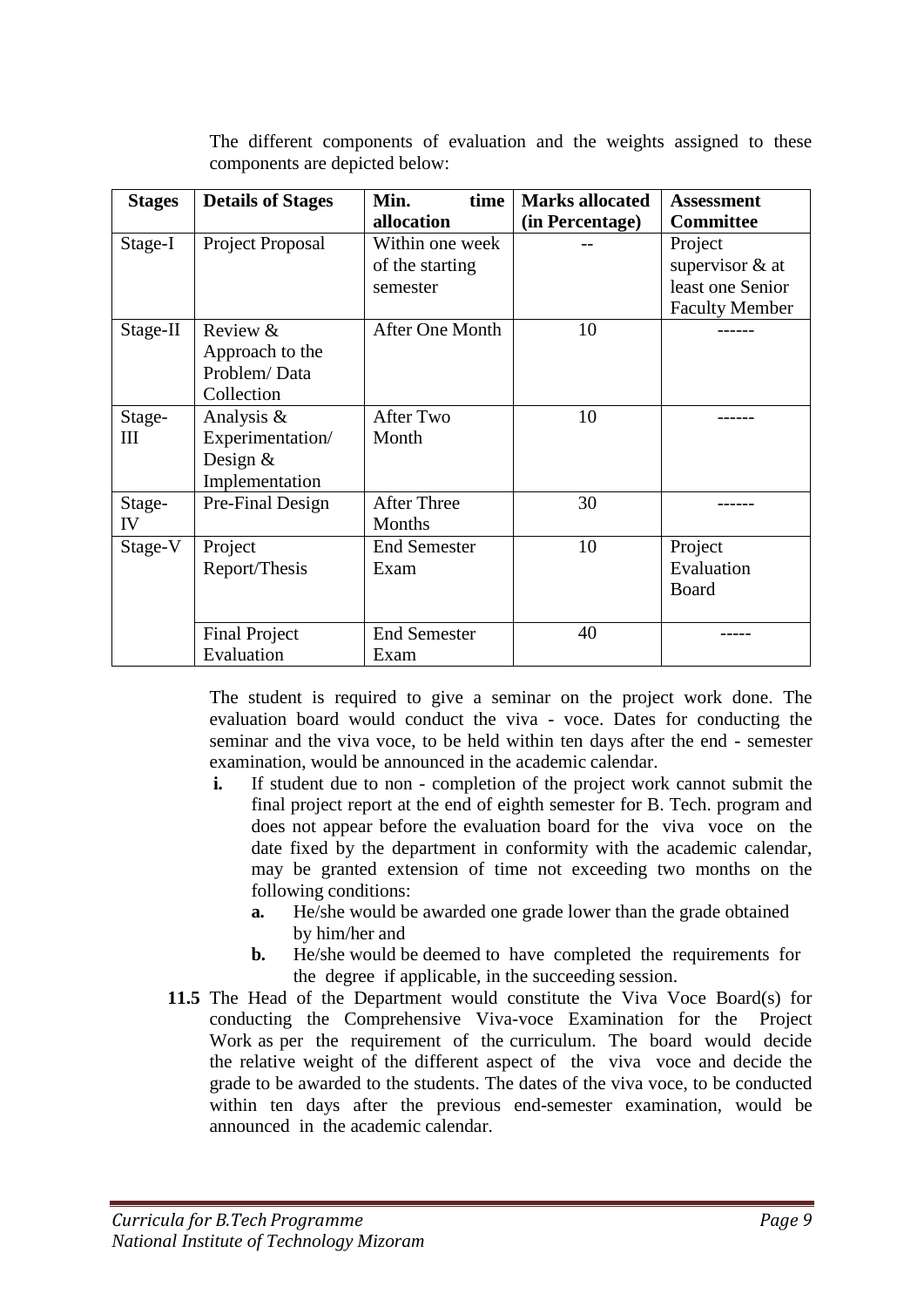The different components of evaluation and the weights assigned to these components are depicted below:

| **Stages** | **Details of Stages** | **Min. time allocation** | **Marks allocated (in Percentage)** | **Assessment Committee** |
|---|---|---|---|---|
| Stage-I | Project Proposal | Within one week of the starting semester | -- | Project supervisor & at least one Senior Faculty Member |
| Stage-II | Review & Approach to the Problem/ Data Collection | After One Month | 10 | ------ |
| Stage-III | Analysis & Experimentation/ Design & Implementation | After Two Month | 10 | ------ |
| Stage-IV | Pre-Final Design | After Three Months | 30 | ------ |
| Stage-V | Project Report/Thesis | End Semester Exam | 10 | Project Evaluation Board |
| | Final Project Evaluation | End Semester Exam | 40 | ----- |

The student is required to give a seminar on the project work done. The evaluation board would conduct the viva - voce. Dates for conducting the seminar and the viva voce, to be held within ten days after the end - semester examination, would be announced in the academic calendar.

- **i.** If student due to non - completion of the project work cannot submit the final project report at the end of eighth semester for B. Tech. program and does not appear before the evaluation board for the viva voce on the date fixed by the department in conformity with the academic calendar, may be granted extension of time not exceeding two months on the following conditions:
  - **a.** He/she would be awarded one grade lower than the grade obtained by him/her and
  - **b.** He/she would be deemed to have completed the requirements for the degree if applicable, in the succeeding session.

**11.5** The Head of the Department would constitute the Viva Voce Board(s) for conducting the Comprehensive Viva-voce Examination for the Project Work as per the requirement of the curriculum. The board would decide the relative weight of the different aspect of the viva voce and decide the grade to be awarded to the students. The dates of the viva voce, to be conducted within ten days after the previous end-semester examination, would be announced in the academic calendar.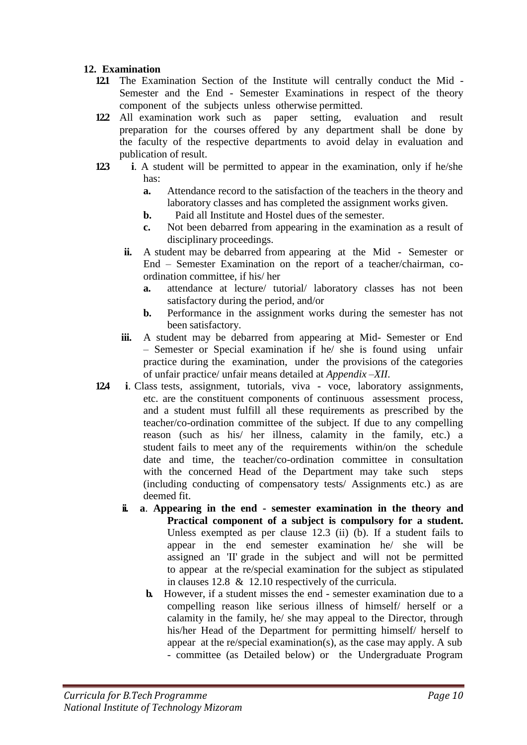## 12. Examination

**12.1** The Examination Section of the Institute will centrally conduct the Mid - Semester and the End - Semester Examinations in respect of the theory component of the subjects unless otherwise permitted.

**12.2** All examination work such as paper setting, evaluation and result preparation for the courses offered by any department shall be done by the faculty of the respective departments to avoid delay in evaluation and publication of result.

**12.3** **i**. A student will be permitted to appear in the examination, only if he/she has:

- **a.** Attendance record to the satisfaction of the teachers in the theory and laboratory classes and has completed the assignment works given.
- **b.** Paid all Institute and Hostel dues of the semester.
- **c.** Not been debarred from appearing in the examination as a result of disciplinary proceedings.

**ii.** A student may be debarred from appearing at the Mid - Semester or End – Semester Examination on the report of a teacher/chairman, co-ordination committee, if his/ her

- **a.** attendance at lecture/ tutorial/ laboratory classes has not been satisfactory during the period, and/or
- **b.** Performance in the assignment works during the semester has not been satisfactory.

**iii.** A student may be debarred from appearing at Mid- Semester or End – Semester or Special examination if he/ she is found using unfair practice during the examination, under the provisions of the categories of unfair practice/ unfair means detailed at *Appendix –XII*.

**12.4** **i**. Class tests, assignment, tutorials, viva - voce, laboratory assignments, etc. are the constituent components of continuous assessment process, and a student must fulfill all these requirements as prescribed by the teacher/co-ordination committee of the subject. If due to any compelling reason (such as his/ her illness, calamity in the family, etc.) a student fails to meet any of the requirements within/on the schedule date and time, the teacher/co-ordination committee in consultation with the concerned Head of the Department may take such steps (including conducting of compensatory tests/ Assignments etc.) as are deemed fit.

**ii.** **a**. **Appearing in the end - semester examination in the theory and Practical component of a subject is compulsory for a student.** Unless exempted as per clause 12.3 (ii) (b). If a student fails to appear in the end semester examination he/ she will be assigned an 'II' grade in the subject and will not be permitted to appear at the re/special examination for the subject as stipulated in clauses 12.8 & 12.10 respectively of the curricula.

**b.** However, if a student misses the end - semester examination due to a compelling reason like serious illness of himself/ herself or a calamity in the family, he/ she may appeal to the Director, through his/her Head of the Department for permitting himself/ herself to appear at the re/special examination(s), as the case may apply. A sub - committee (as Detailed below) or the Undergraduate Program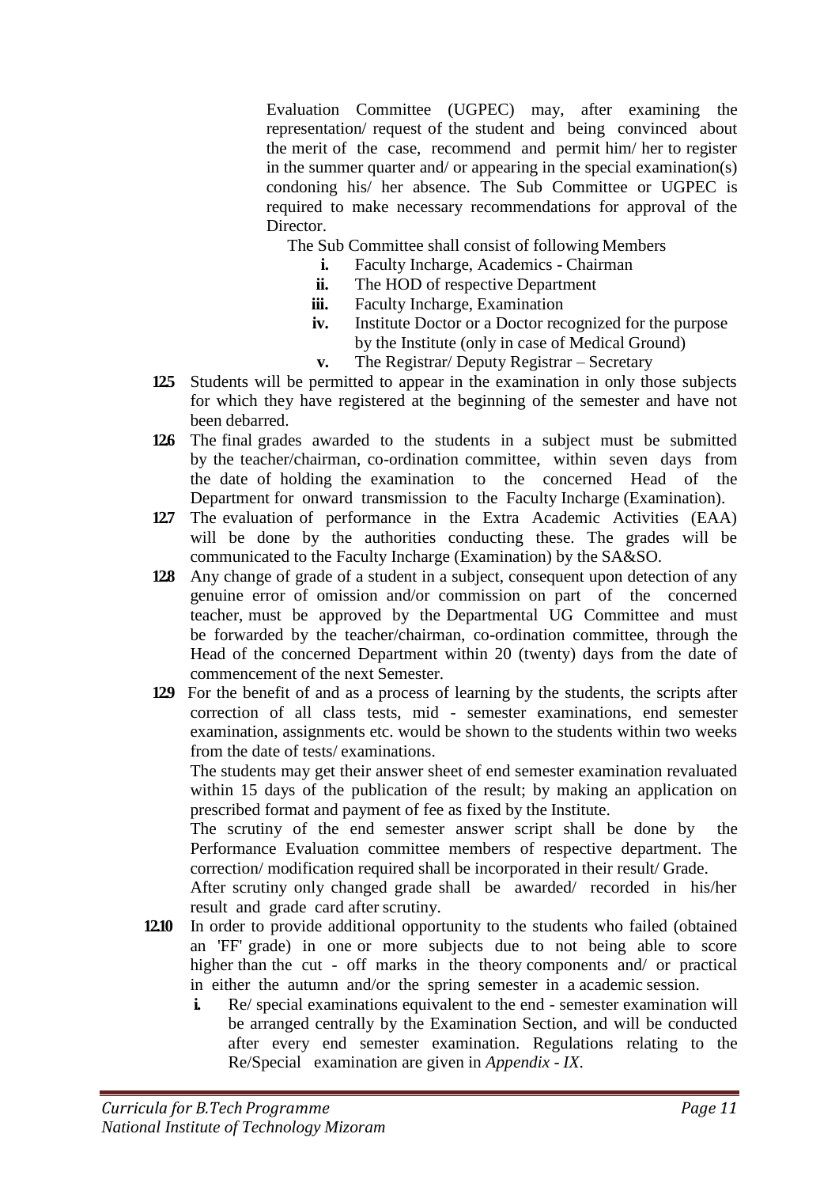Evaluation Committee (UGPEC) may, after examining the representation/ request of the student and being convinced about the merit of the case, recommend and permit him/ her to register in the summer quarter and/ or appearing in the special examination(s) condoning his/ her absence. The Sub Committee or UGPEC is required to make necessary recommendations for approval of the Director.

The Sub Committee shall consist of following Members

- **i.** Faculty Incharge, Academics - Chairman
- **ii.** The HOD of respective Department
- **iii.** Faculty Incharge, Examination
- **iv.** Institute Doctor or a Doctor recognized for the purpose by the Institute (only in case of Medical Ground)
- **v.** The Registrar/ Deputy Registrar – Secretary

**12.5** Students will be permitted to appear in the examination in only those subjects for which they have registered at the beginning of the semester and have not been debarred.

**12.6** The final grades awarded to the students in a subject must be submitted by the teacher/chairman, co-ordination committee, within seven days from the date of holding the examination to the concerned Head of the Department for onward transmission to the Faculty Incharge (Examination).

**12.7** The evaluation of performance in the Extra Academic Activities (EAA) will be done by the authorities conducting these. The grades will be communicated to the Faculty Incharge (Examination) by the SA&SO.

**12.8** Any change of grade of a student in a subject, consequent upon detection of any genuine error of omission and/or commission on part of the concerned teacher, must be approved by the Departmental UG Committee and must be forwarded by the teacher/chairman, co-ordination committee, through the Head of the concerned Department within 20 (twenty) days from the date of commencement of the next Semester.

**12.9** For the benefit of and as a process of learning by the students, the scripts after correction of all class tests, mid - semester examinations, end semester examination, assignments etc. would be shown to the students within two weeks from the date of tests/ examinations.

The students may get their answer sheet of end semester examination revaluated within 15 days of the publication of the result; by making an application on prescribed format and payment of fee as fixed by the Institute.

The scrutiny of the end semester answer script shall be done by the Performance Evaluation committee members of respective department. The correction/ modification required shall be incorporated in their result/ Grade.

After scrutiny only changed grade shall be awarded/ recorded in his/her result and grade card after scrutiny.

**12.10** In order to provide additional opportunity to the students who failed (obtained an 'FF' grade) in one or more subjects due to not being able to score higher than the cut - off marks in the theory components and/ or practical in either the autumn and/or the spring semester in a academic session.

- **i.** Re/ special examinations equivalent to the end - semester examination will be arranged centrally by the Examination Section, and will be conducted after every end semester examination. Regulations relating to the Re/Special examination are given in *Appendix - IX*.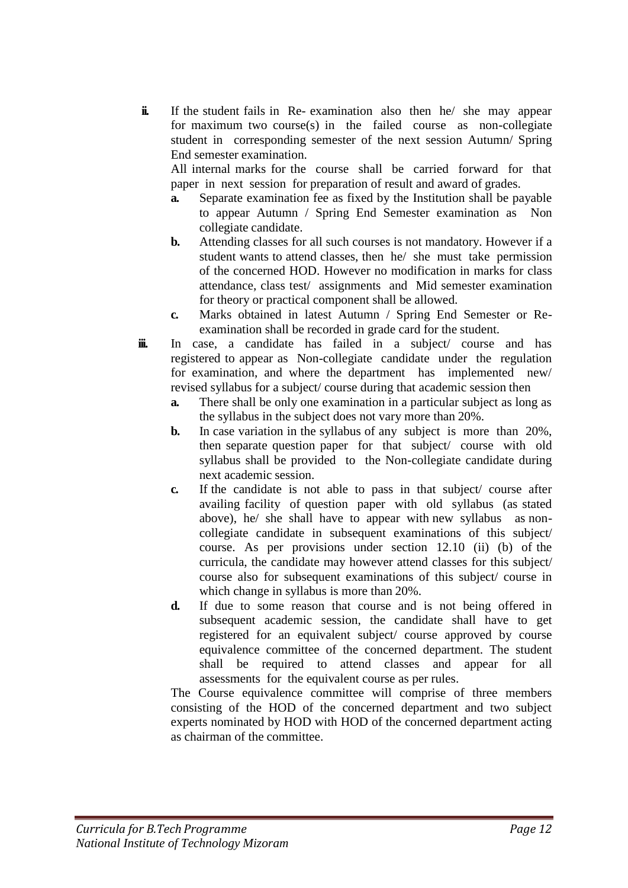**ii.** If the student fails in Re- examination also then he/ she may appear for maximum two course(s) in the failed course as non-collegiate student in corresponding semester of the next session Autumn/ Spring End semester examination.

All internal marks for the course shall be carried forward for that paper in next session for preparation of result and award of grades.

- **a.** Separate examination fee as fixed by the Institution shall be payable to appear Autumn / Spring End Semester examination as Non collegiate candidate.
- **b.** Attending classes for all such courses is not mandatory. However if a student wants to attend classes, then he/ she must take permission of the concerned HOD. However no modification in marks for class attendance, class test/ assignments and Mid semester examination for theory or practical component shall be allowed.
- **c.** Marks obtained in latest Autumn / Spring End Semester or Re-examination shall be recorded in grade card for the student.

**iii.** In case, a candidate has failed in a subject/ course and has registered to appear as Non-collegiate candidate under the regulation for examination, and where the department has implemented new/ revised syllabus for a subject/ course during that academic session then

- **a.** There shall be only one examination in a particular subject as long as the syllabus in the subject does not vary more than 20%.
- **b.** In case variation in the syllabus of any subject is more than 20%, then separate question paper for that subject/ course with old syllabus shall be provided to the Non-collegiate candidate during next academic session.
- **c.** If the candidate is not able to pass in that subject/ course after availing facility of question paper with old syllabus (as stated above), he/ she shall have to appear with new syllabus as non-collegiate candidate in subsequent examinations of this subject/ course. As per provisions under section 12.10 (ii) (b) of the curricula, the candidate may however attend classes for this subject/ course also for subsequent examinations of this subject/ course in which change in syllabus is more than 20%.
- **d.** If due to some reason that course and is not being offered in subsequent academic session, the candidate shall have to get registered for an equivalent subject/ course approved by course equivalence committee of the concerned department. The student shall be required to attend classes and appear for all assessments for the equivalent course as per rules.

The Course equivalence committee will comprise of three members consisting of the HOD of the concerned department and two subject experts nominated by HOD with HOD of the concerned department acting as chairman of the committee.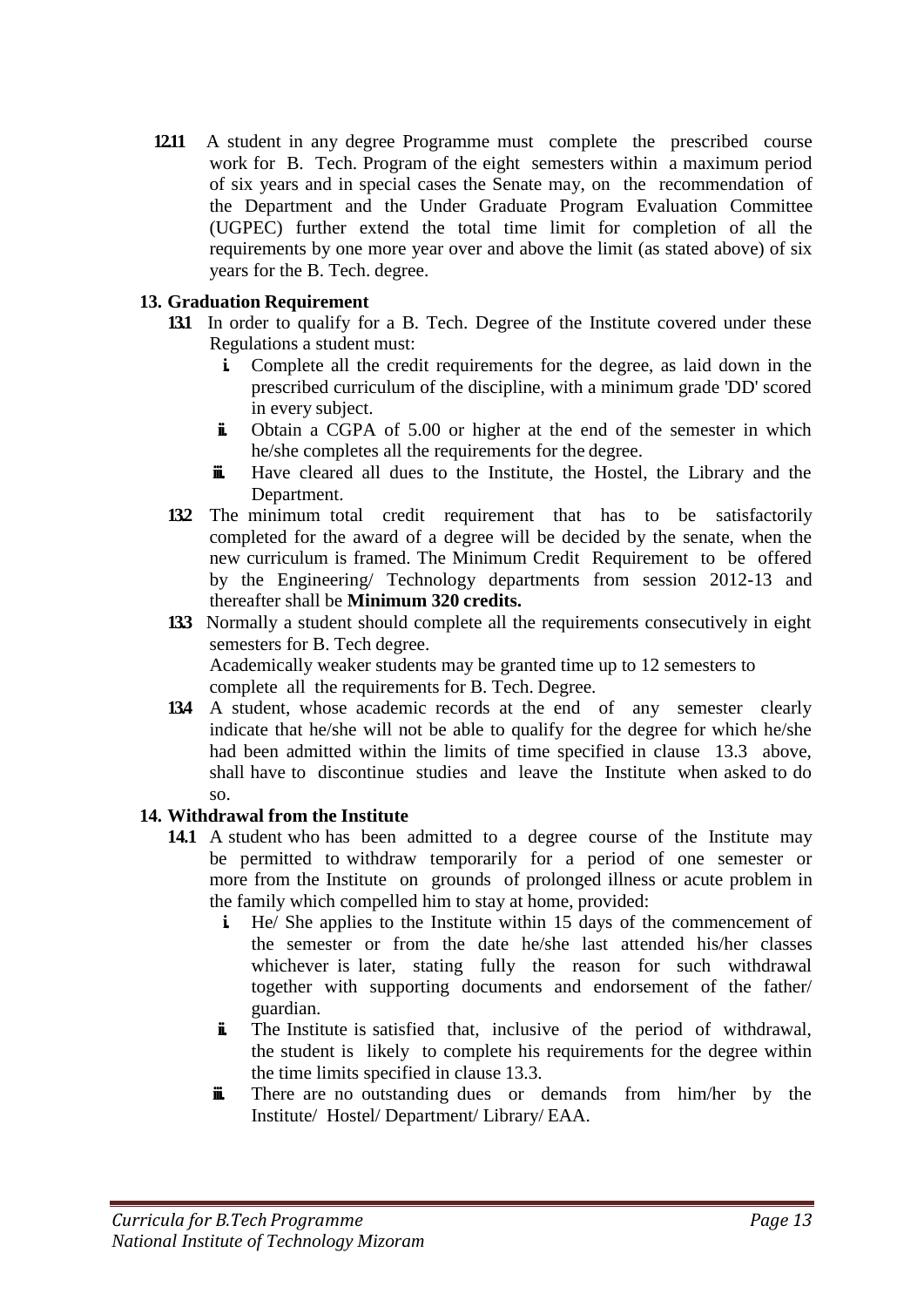**12.11** A student in any degree Programme must complete the prescribed course work for B. Tech. Program of the eight semesters within a maximum period of six years and in special cases the Senate may, on the recommendation of the Department and the Under Graduate Program Evaluation Committee (UGPEC) further extend the total time limit for completion of all the requirements by one more year over and above the limit (as stated above) of six years for the B. Tech. degree.

## 13. Graduation Requirement

**13.1** In order to qualify for a B. Tech. Degree of the Institute covered under these Regulations a student must:

- **i.** Complete all the credit requirements for the degree, as laid down in the prescribed curriculum of the discipline, with a minimum grade 'DD' scored in every subject.
- **ii.** Obtain a CGPA of 5.00 or higher at the end of the semester in which he/she completes all the requirements for the degree.
- **iii.** Have cleared all dues to the Institute, the Hostel, the Library and the Department.

**13.2** The minimum total credit requirement that has to be satisfactorily completed for the award of a degree will be decided by the senate, when the new curriculum is framed. The Minimum Credit Requirement to be offered by the Engineering/ Technology departments from session 2012-13 and thereafter shall be **Minimum 320 credits.**

**13.3** Normally a student should complete all the requirements consecutively in eight semesters for B. Tech degree.
Academically weaker students may be granted time up to 12 semesters to complete all the requirements for B. Tech. Degree.

**13.4** A student, whose academic records at the end of any semester clearly indicate that he/she will not be able to qualify for the degree for which he/she had been admitted within the limits of time specified in clause 13.3 above, shall have to discontinue studies and leave the Institute when asked to do so.

## 14. Withdrawal from the Institute

**14.1** A student who has been admitted to a degree course of the Institute may be permitted to withdraw temporarily for a period of one semester or more from the Institute on grounds of prolonged illness or acute problem in the family which compelled him to stay at home, provided:

- **i.** He/ She applies to the Institute within 15 days of the commencement of the semester or from the date he/she last attended his/her classes whichever is later, stating fully the reason for such withdrawal together with supporting documents and endorsement of the father/ guardian.
- **ii.** The Institute is satisfied that, inclusive of the period of withdrawal, the student is likely to complete his requirements for the degree within the time limits specified in clause 13.3.
- **iii.** There are no outstanding dues or demands from him/her by the Institute/ Hostel/ Department/ Library/ EAA.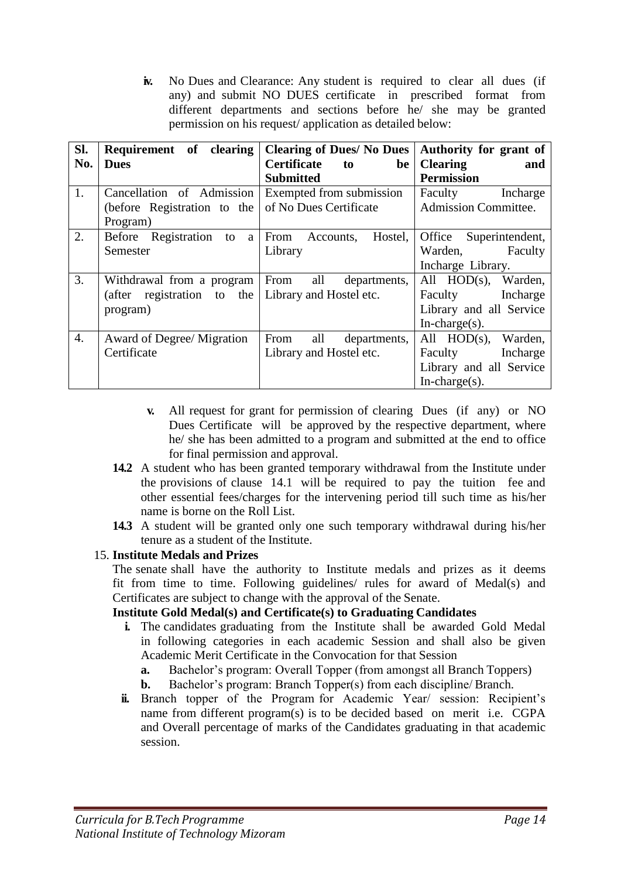**iv.** No Dues and Clearance: Any student is required to clear all dues (if any) and submit NO DUES certificate in prescribed format from different departments and sections before he/ she may be granted permission on his request/ application as detailed below:

| Sl. No. | Requirement of clearing Dues | Clearing of Dues/ No Dues Certificate to be Submitted | Authority for grant of Clearing and Permission |
|---|---|---|---|
| 1. | Cancellation of Admission (before Registration to the Program) | Exempted from submission of No Dues Certificate | Faculty Incharge Admission Committee. |
| 2. | Before Registration to a Semester | From Accounts, Hostel, Library | Office Superintendent, Warden, Faculty Incharge Library. |
| 3. | Withdrawal from a program (after registration to the program) | From all departments, Library and Hostel etc. | All HOD(s), Warden, Faculty Incharge Library and all Service In-charge(s). |
| 4. | Award of Degree/ Migration Certificate | From all departments, Library and Hostel etc. | All HOD(s), Warden, Faculty Incharge Library and all Service In-charge(s). |

**v.** All request for grant for permission of clearing Dues (if any) or NO Dues Certificate will be approved by the respective department, where he/ she has been admitted to a program and submitted at the end to office for final permission and approval.

**14.2** A student who has been granted temporary withdrawal from the Institute under the provisions of clause 14.1 will be required to pay the tuition fee and other essential fees/charges for the intervening period till such time as his/her name is borne on the Roll List.

**14.3** A student will be granted only one such temporary withdrawal during his/her tenure as a student of the Institute.

15. **Institute Medals and Prizes**

The senate shall have the authority to Institute medals and prizes as it deems fit from time to time. Following guidelines/ rules for award of Medal(s) and Certificates are subject to change with the approval of the Senate.

**Institute Gold Medal(s) and Certificate(s) to Graduating Candidates**

**i.** The candidates graduating from the Institute shall be awarded Gold Medal in following categories in each academic Session and shall also be given Academic Merit Certificate in the Convocation for that Session

**a.** Bachelor's program: Overall Topper (from amongst all Branch Toppers)

**b.** Bachelor's program: Branch Topper(s) from each discipline/ Branch.

**ii.** Branch topper of the Program for Academic Year/ session: Recipient's name from different program(s) is to be decided based on merit i.e. CGPA and Overall percentage of marks of the Candidates graduating in that academic session.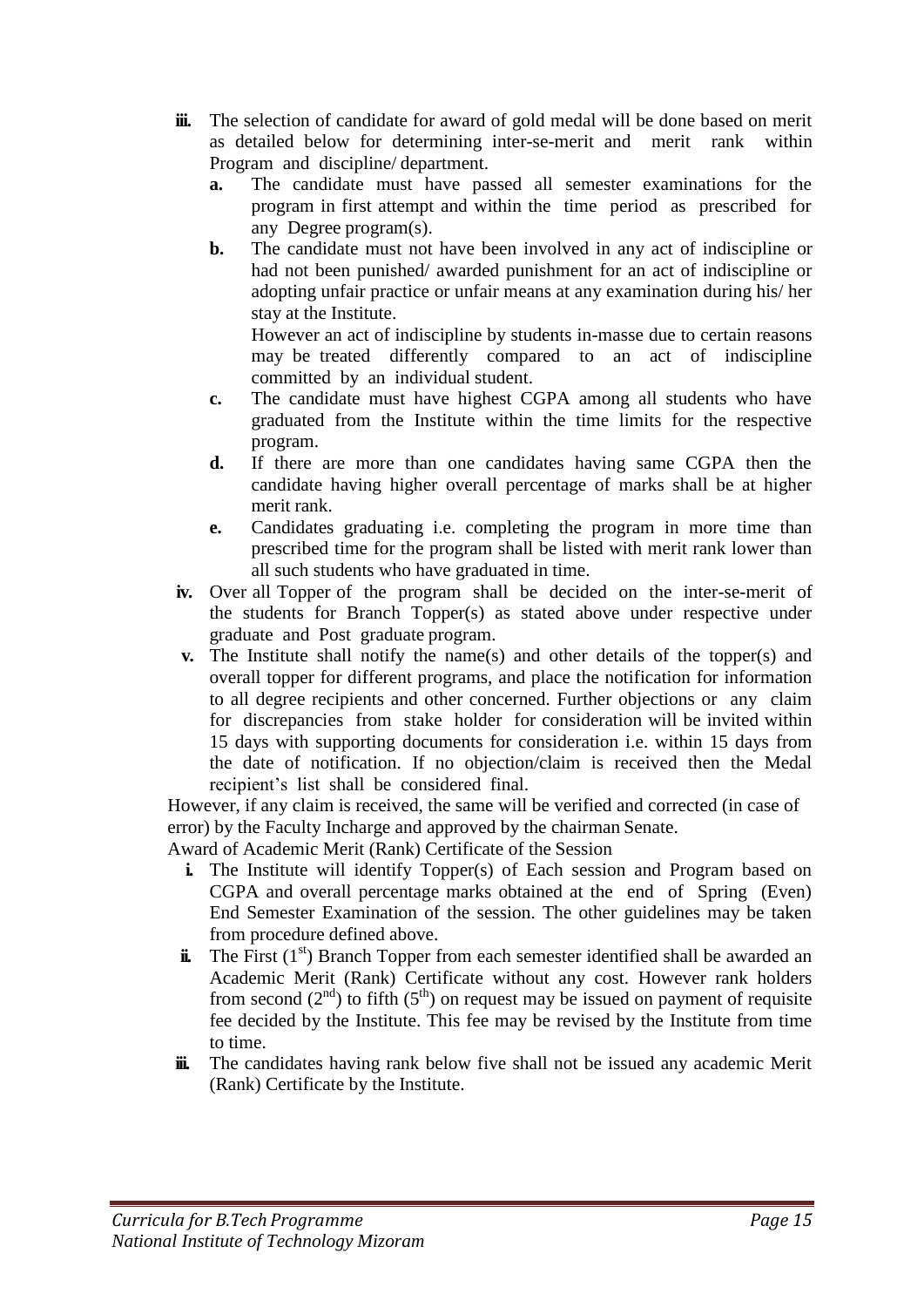- **iii.** The selection of candidate for award of gold medal will be done based on merit as detailed below for determining inter-se-merit and merit rank within Program and discipline/ department.
  - **a.** The candidate must have passed all semester examinations for the program in first attempt and within the time period as prescribed for any Degree program(s).
  - **b.** The candidate must not have been involved in any act of indiscipline or had not been punished/ awarded punishment for an act of indiscipline or adopting unfair practice or unfair means at any examination during his/ her stay at the Institute.

    However an act of indiscipline by students in-masse due to certain reasons may be treated differently compared to an act of indiscipline committed by an individual student.
  - **c.** The candidate must have highest CGPA among all students who have graduated from the Institute within the time limits for the respective program.
  - **d.** If there are more than one candidates having same CGPA then the candidate having higher overall percentage of marks shall be at higher merit rank.
  - **e.** Candidates graduating i.e. completing the program in more time than prescribed time for the program shall be listed with merit rank lower than all such students who have graduated in time.
- **iv.** Over all Topper of the program shall be decided on the inter-se-merit of the students for Branch Topper(s) as stated above under respective under graduate and Post graduate program.
- **v.** The Institute shall notify the name(s) and other details of the topper(s) and overall topper for different programs, and place the notification for information to all degree recipients and other concerned. Further objections or any claim for discrepancies from stake holder for consideration will be invited within 15 days with supporting documents for consideration i.e. within 15 days from the date of notification. If no objection/claim is received then the Medal recipient's list shall be considered final.

However, if any claim is received, the same will be verified and corrected (in case of error) by the Faculty Incharge and approved by the chairman Senate.

Award of Academic Merit (Rank) Certificate of the Session

- **i.** The Institute will identify Topper(s) of Each session and Program based on CGPA and overall percentage marks obtained at the end of Spring (Even) End Semester Examination of the session. The other guidelines may be taken from procedure defined above.
- **ii.** The First (1st) Branch Topper from each semester identified shall be awarded an Academic Merit (Rank) Certificate without any cost. However rank holders from second (2nd) to fifth (5th) on request may be issued on payment of requisite fee decided by the Institute. This fee may be revised by the Institute from time to time.
- **iii.** The candidates having rank below five shall not be issued any academic Merit (Rank) Certificate by the Institute.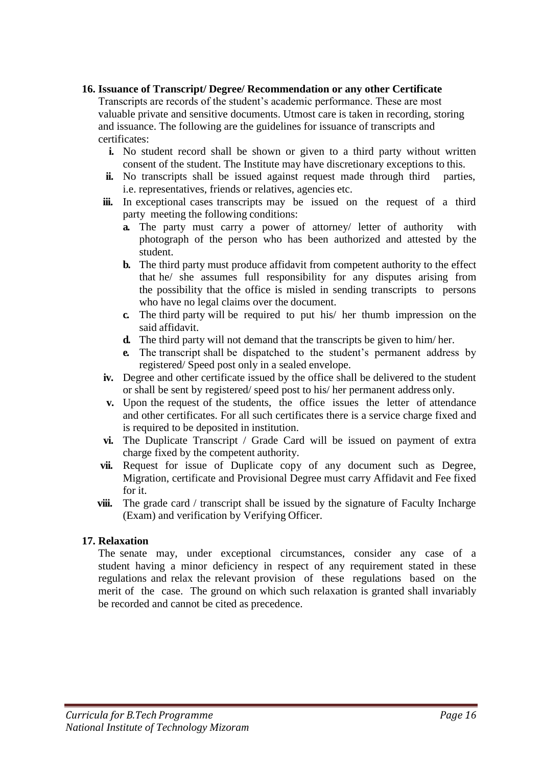**16. Issuance of Transcript/ Degree/ Recommendation or any other Certificate**

Transcripts are records of the student's academic performance. These are most valuable private and sensitive documents. Utmost care is taken in recording, storing and issuance. The following are the guidelines for issuance of transcripts and certificates:

- **i.** No student record shall be shown or given to a third party without written consent of the student. The Institute may have discretionary exceptions to this.
- **ii.** No transcripts shall be issued against request made through third parties, i.e. representatives, friends or relatives, agencies etc.
- **iii.** In exceptional cases transcripts may be issued on the request of a third party meeting the following conditions:
  - **a.** The party must carry a power of attorney/ letter of authority with photograph of the person who has been authorized and attested by the student.
  - **b.** The third party must produce affidavit from competent authority to the effect that he/ she assumes full responsibility for any disputes arising from the possibility that the office is misled in sending transcripts to persons who have no legal claims over the document.
  - **c.** The third party will be required to put his/ her thumb impression on the said affidavit.
  - **d.** The third party will not demand that the transcripts be given to him/ her.
  - **e.** The transcript shall be dispatched to the student's permanent address by registered/ Speed post only in a sealed envelope.
- **iv.** Degree and other certificate issued by the office shall be delivered to the student or shall be sent by registered/ speed post to his/ her permanent address only.
- **v.** Upon the request of the students, the office issues the letter of attendance and other certificates. For all such certificates there is a service charge fixed and is required to be deposited in institution.
- **vi.** The Duplicate Transcript / Grade Card will be issued on payment of extra charge fixed by the competent authority.
- **vii.** Request for issue of Duplicate copy of any document such as Degree, Migration, certificate and Provisional Degree must carry Affidavit and Fee fixed for it.
- **viii.** The grade card / transcript shall be issued by the signature of Faculty Incharge (Exam) and verification by Verifying Officer.

**17. Relaxation**

The senate may, under exceptional circumstances, consider any case of a student having a minor deficiency in respect of any requirement stated in these regulations and relax the relevant provision of these regulations based on the merit of the case. The ground on which such relaxation is granted shall invariably be recorded and cannot be cited as precedence.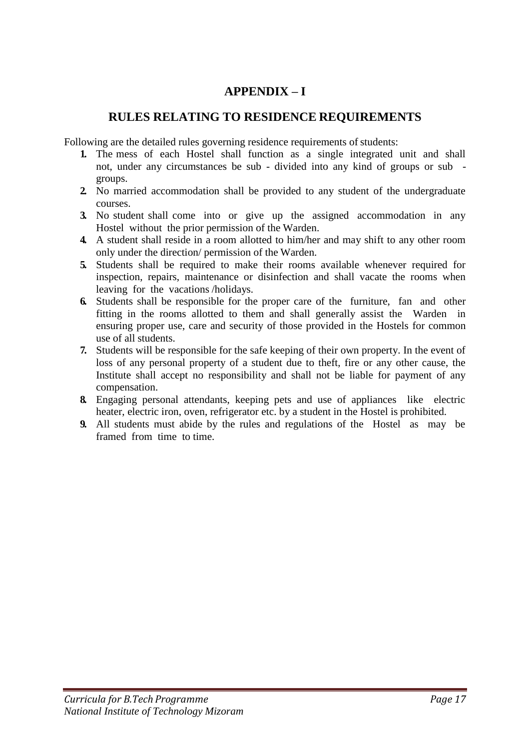# APPENDIX – I

## RULES RELATING TO RESIDENCE REQUIREMENTS

Following are the detailed rules governing residence requirements of students:

1. The mess of each Hostel shall function as a single integrated unit and shall not, under any circumstances be sub - divided into any kind of groups or sub - groups.
2. No married accommodation shall be provided to any student of the undergraduate courses.
3. No student shall come into or give up the assigned accommodation in any Hostel without the prior permission of the Warden.
4. A student shall reside in a room allotted to him/her and may shift to any other room only under the direction/ permission of the Warden.
5. Students shall be required to make their rooms available whenever required for inspection, repairs, maintenance or disinfection and shall vacate the rooms when leaving for the vacations /holidays.
6. Students shall be responsible for the proper care of the furniture, fan and other fitting in the rooms allotted to them and shall generally assist the Warden in ensuring proper use, care and security of those provided in the Hostels for common use of all students.
7. Students will be responsible for the safe keeping of their own property. In the event of loss of any personal property of a student due to theft, fire or any other cause, the Institute shall accept no responsibility and shall not be liable for payment of any compensation.
8. Engaging personal attendants, keeping pets and use of appliances like electric heater, electric iron, oven, refrigerator etc. by a student in the Hostel is prohibited.
9. All students must abide by the rules and regulations of the Hostel as may be framed from time to time.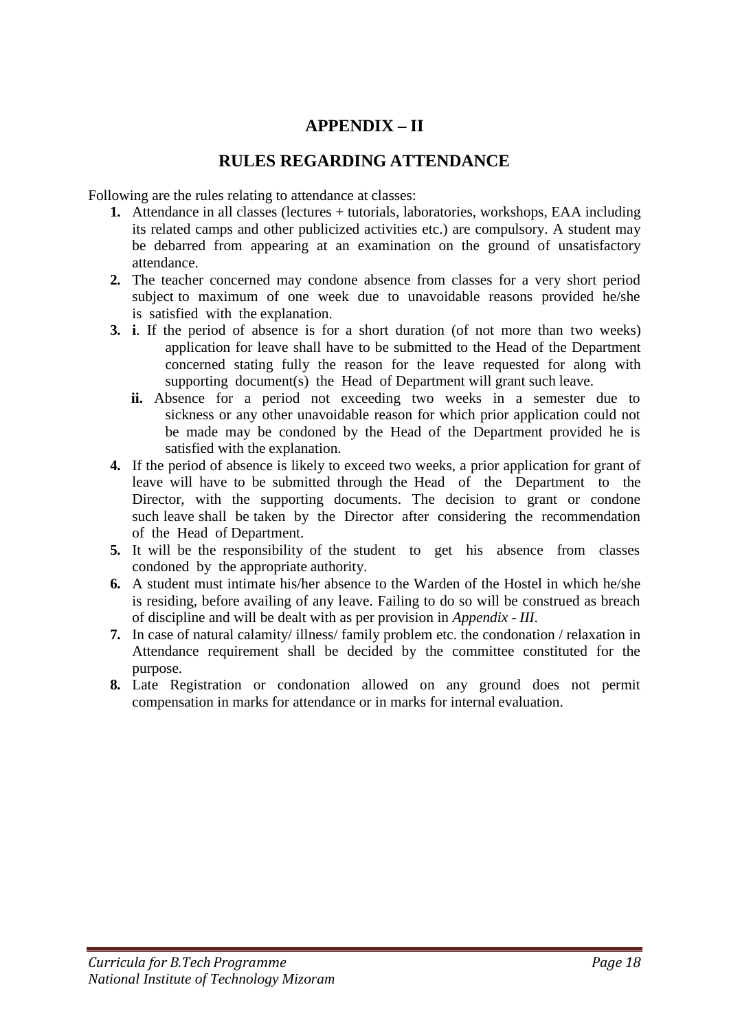# APPENDIX – II

## RULES REGARDING ATTENDANCE

Following are the rules relating to attendance at classes:

1. Attendance in all classes (lectures + tutorials, laboratories, workshops, EAA including its related camps and other publicized activities etc.) are compulsory. A student may be debarred from appearing at an examination on the ground of unsatisfactory attendance.
2. The teacher concerned may condone absence from classes for a very short period subject to maximum of one week due to unavoidable reasons provided he/she is satisfied with the explanation.
3. **i**. If the period of absence is for a short duration (of not more than two weeks) application for leave shall have to be submitted to the Head of the Department concerned stating fully the reason for the leave requested for along with supporting document(s) the Head of Department will grant such leave.
   
   **ii.** Absence for a period not exceeding two weeks in a semester due to sickness or any other unavoidable reason for which prior application could not be made may be condoned by the Head of the Department provided he is satisfied with the explanation.
4. If the period of absence is likely to exceed two weeks, a prior application for grant of leave will have to be submitted through the Head of the Department to the Director, with the supporting documents. The decision to grant or condone such leave shall be taken by the Director after considering the recommendation of the Head of Department.
5. It will be the responsibility of the student to get his absence from classes condoned by the appropriate authority.
6. A student must intimate his/her absence to the Warden of the Hostel in which he/she is residing, before availing of any leave. Failing to do so will be construed as breach of discipline and will be dealt with as per provision in *Appendix - III*.
7. In case of natural calamity/ illness/ family problem etc. the condonation / relaxation in Attendance requirement shall be decided by the committee constituted for the purpose.
8. Late Registration or condonation allowed on any ground does not permit compensation in marks for attendance or in marks for internal evaluation.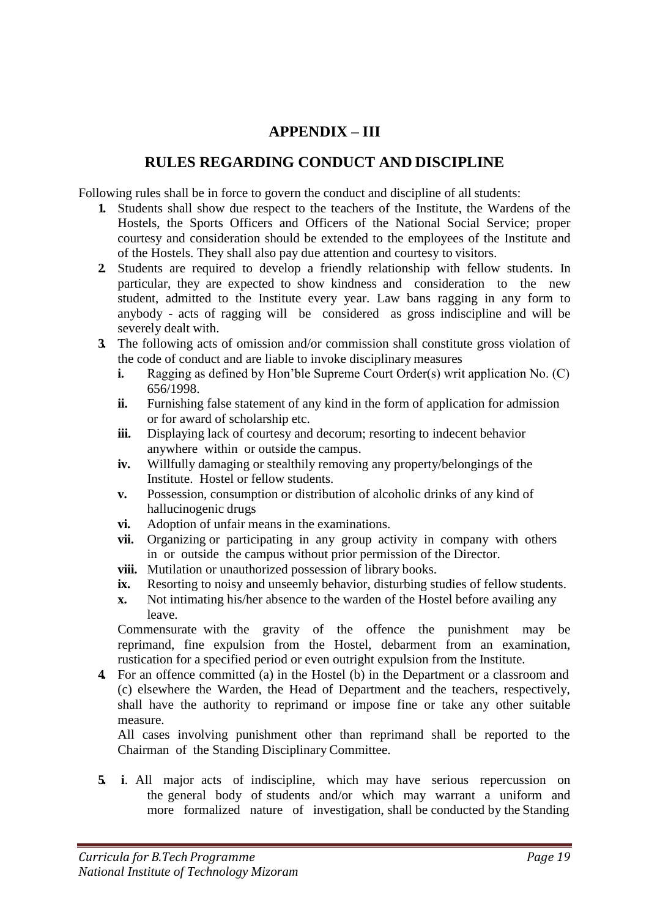## APPENDIX – III

## RULES REGARDING CONDUCT AND DISCIPLINE

Following rules shall be in force to govern the conduct and discipline of all students:

1. Students shall show due respect to the teachers of the Institute, the Wardens of the Hostels, the Sports Officers and Officers of the National Social Service; proper courtesy and consideration should be extended to the employees of the Institute and of the Hostels. They shall also pay due attention and courtesy to visitors.
2. Students are required to develop a friendly relationship with fellow students. In particular, they are expected to show kindness and consideration to the new student, admitted to the Institute every year. Law bans ragging in any form to anybody - acts of ragging will be considered as gross indiscipline and will be severely dealt with.
3. The following acts of omission and/or commission shall constitute gross violation of the code of conduct and are liable to invoke disciplinary measures
   - **i.** Ragging as defined by Hon'ble Supreme Court Order(s) writ application No. (C) 656/1998.
   - **ii.** Furnishing false statement of any kind in the form of application for admission or for award of scholarship etc.
   - **iii.** Displaying lack of courtesy and decorum; resorting to indecent behavior anywhere within or outside the campus.
   - **iv.** Willfully damaging or stealthily removing any property/belongings of the Institute. Hostel or fellow students.
   - **v.** Possession, consumption or distribution of alcoholic drinks of any kind of hallucinogenic drugs
   - **vi.** Adoption of unfair means in the examinations.
   - **vii.** Organizing or participating in any group activity in company with others in or outside the campus without prior permission of the Director.
   - **viii.** Mutilation or unauthorized possession of library books.
   - **ix.** Resorting to noisy and unseemly behavior, disturbing studies of fellow students.
   - **x.** Not intimating his/her absence to the warden of the Hostel before availing any leave.

   Commensurate with the gravity of the offence the punishment may be reprimand, fine expulsion from the Hostel, debarment from an examination, rustication for a specified period or even outright expulsion from the Institute.
4. For an offence committed (a) in the Hostel (b) in the Department or a classroom and (c) elsewhere the Warden, the Head of Department and the teachers, respectively, shall have the authority to reprimand or impose fine or take any other suitable measure.

   All cases involving punishment other than reprimand shall be reported to the Chairman of the Standing Disciplinary Committee.

5. **i**. All major acts of indiscipline, which may have serious repercussion on the general body of students and/or which may warrant a uniform and more formalized nature of investigation, shall be conducted by the Standing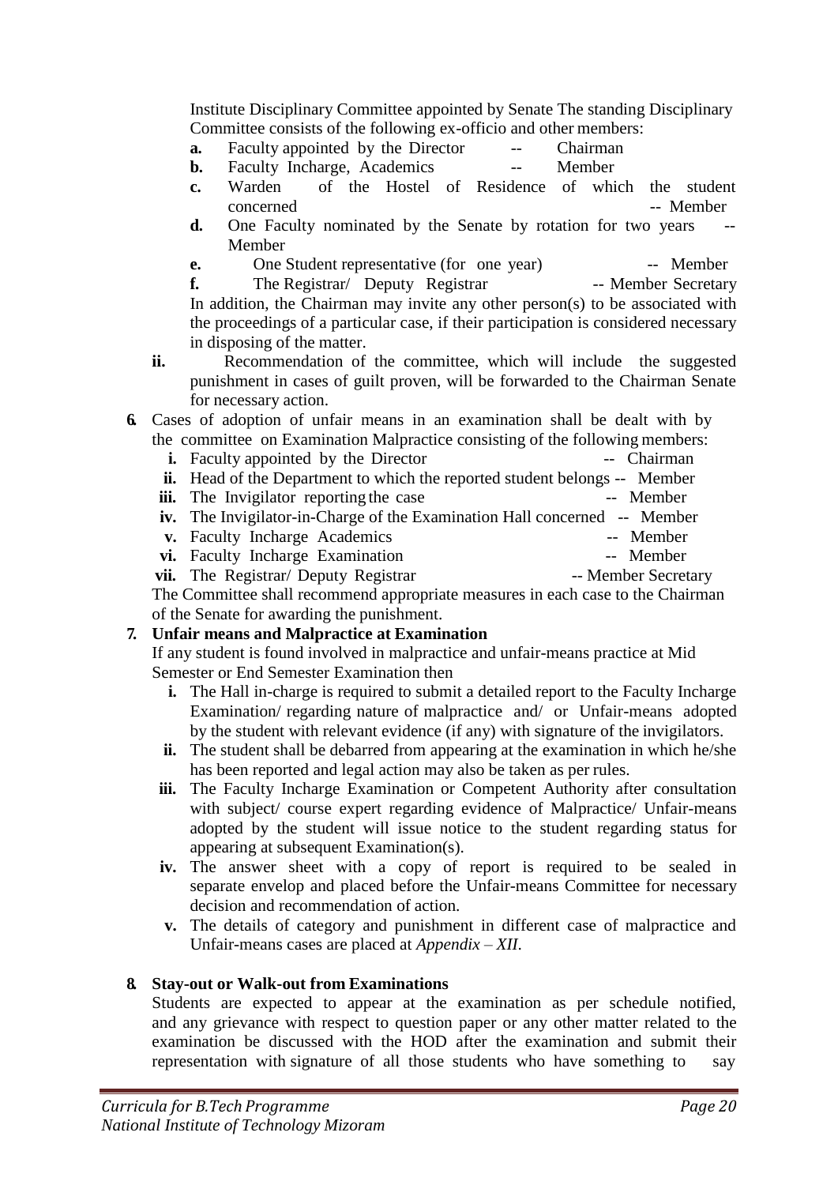Institute Disciplinary Committee appointed by Senate The standing Disciplinary Committee consists of the following ex-officio and other members:

- **a.** Faculty appointed by the Director -- Chairman
- **b.** Faculty Incharge, Academics -- Member
- **c.** Warden of the Hostel of Residence of which the student concerned -- Member
- **d.** One Faculty nominated by the Senate by rotation for two years -- Member
- **e.** One Student representative (for one year) -- Member
- **f.** The Registrar/ Deputy Registrar -- Member Secretary

In addition, the Chairman may invite any other person(s) to be associated with the proceedings of a particular case, if their participation is considered necessary in disposing of the matter.

**ii.** Recommendation of the committee, which will include the suggested punishment in cases of guilt proven, will be forwarded to the Chairman Senate for necessary action.

**6.** Cases of adoption of unfair means in an examination shall be dealt with by the committee on Examination Malpractice consisting of the following members:

- **i.** Faculty appointed by the Director -- Chairman
- **ii.** Head of the Department to which the reported student belongs -- Member
- **iii.** The Invigilator reporting the case -- Member
- **iv.** The Invigilator-in-Charge of the Examination Hall concerned -- Member
- **v.** Faculty Incharge Academics -- Member
- **vi.** Faculty Incharge Examination -- Member
- **vii.** The Registrar/ Deputy Registrar -- Member Secretary

The Committee shall recommend appropriate measures in each case to the Chairman of the Senate for awarding the punishment.

**7. Unfair means and Malpractice at Examination**

If any student is found involved in malpractice and unfair-means practice at Mid Semester or End Semester Examination then

- **i.** The Hall in-charge is required to submit a detailed report to the Faculty Incharge Examination/ regarding nature of malpractice and/ or Unfair-means adopted by the student with relevant evidence (if any) with signature of the invigilators.
- **ii.** The student shall be debarred from appearing at the examination in which he/she has been reported and legal action may also be taken as per rules.
- **iii.** The Faculty Incharge Examination or Competent Authority after consultation with subject/ course expert regarding evidence of Malpractice/ Unfair-means adopted by the student will issue notice to the student regarding status for appearing at subsequent Examination(s).
- **iv.** The answer sheet with a copy of report is required to be sealed in separate envelop and placed before the Unfair-means Committee for necessary decision and recommendation of action.
- **v.** The details of category and punishment in different case of malpractice and Unfair-means cases are placed at *Appendix – XII*.

**8. Stay-out or Walk-out from Examinations**

Students are expected to appear at the examination as per schedule notified, and any grievance with respect to question paper or any other matter related to the examination be discussed with the HOD after the examination and submit their representation with signature of all those students who have something to say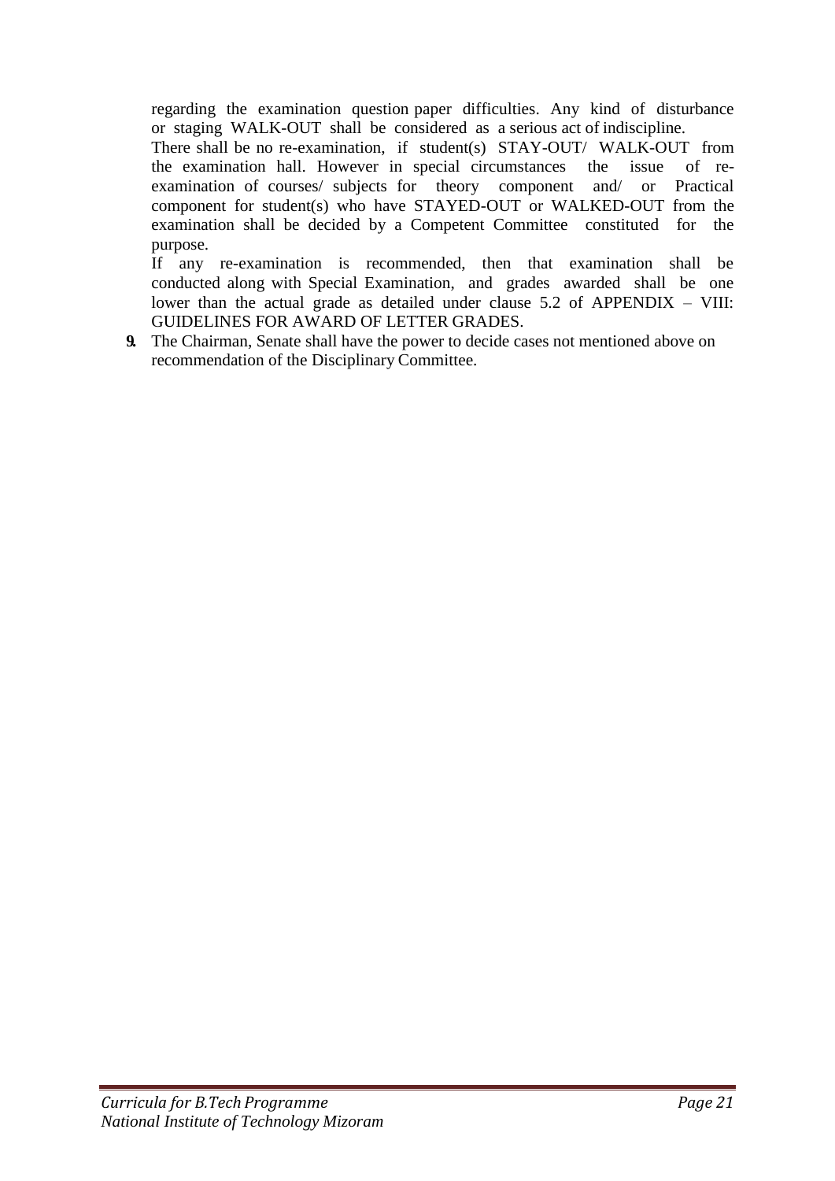regarding the examination question paper difficulties. Any kind of disturbance or staging WALK-OUT shall be considered as a serious act of indiscipline.

There shall be no re-examination, if student(s) STAY-OUT/ WALK-OUT from the examination hall. However in special circumstances the issue of re-examination of courses/ subjects for theory component and/ or Practical component for student(s) who have STAYED-OUT or WALKED-OUT from the examination shall be decided by a Competent Committee constituted for the purpose.

If any re-examination is recommended, then that examination shall be conducted along with Special Examination, and grades awarded shall be one lower than the actual grade as detailed under clause 5.2 of APPENDIX – VIII: GUIDELINES FOR AWARD OF LETTER GRADES.

**9.** The Chairman, Senate shall have the power to decide cases not mentioned above on recommendation of the Disciplinary Committee.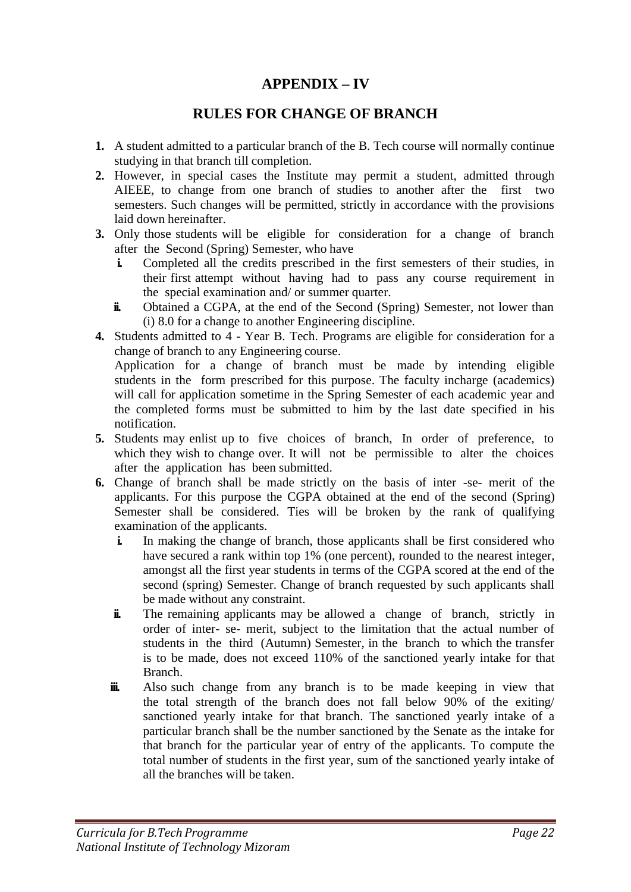# APPENDIX – IV

## RULES FOR CHANGE OF BRANCH

1. A student admitted to a particular branch of the B. Tech course will normally continue studying in that branch till completion.
2. However, in special cases the Institute may permit a student, admitted through AIEEE, to change from one branch of studies to another after the first two semesters. Such changes will be permitted, strictly in accordance with the provisions laid down hereinafter.
3. Only those students will be eligible for consideration for a change of branch after the Second (Spring) Semester, who have
   - i. Completed all the credits prescribed in the first semesters of their studies, in their first attempt without having had to pass any course requirement in the special examination and/ or summer quarter.
   - ii. Obtained a CGPA, at the end of the Second (Spring) Semester, not lower than (i) 8.0 for a change to another Engineering discipline.
4. Students admitted to 4 - Year B. Tech. Programs are eligible for consideration for a change of branch to any Engineering course.
   Application for a change of branch must be made by intending eligible students in the form prescribed for this purpose. The faculty incharge (academics) will call for application sometime in the Spring Semester of each academic year and the completed forms must be submitted to him by the last date specified in his notification.
5. Students may enlist up to five choices of branch, In order of preference, to which they wish to change over. It will not be permissible to alter the choices after the application has been submitted.
6. Change of branch shall be made strictly on the basis of inter -se- merit of the applicants. For this purpose the CGPA obtained at the end of the second (Spring) Semester shall be considered. Ties will be broken by the rank of qualifying examination of the applicants.
   - i. In making the change of branch, those applicants shall be first considered who have secured a rank within top 1% (one percent), rounded to the nearest integer, amongst all the first year students in terms of the CGPA scored at the end of the second (spring) Semester. Change of branch requested by such applicants shall be made without any constraint.
   - ii. The remaining applicants may be allowed a change of branch, strictly in order of inter- se- merit, subject to the limitation that the actual number of students in the third (Autumn) Semester, in the branch to which the transfer is to be made, does not exceed 110% of the sanctioned yearly intake for that Branch.
   - iii. Also such change from any branch is to be made keeping in view that the total strength of the branch does not fall below 90% of the exiting/ sanctioned yearly intake for that branch. The sanctioned yearly intake of a particular branch shall be the number sanctioned by the Senate as the intake for that branch for the particular year of entry of the applicants. To compute the total number of students in the first year, sum of the sanctioned yearly intake of all the branches will be taken.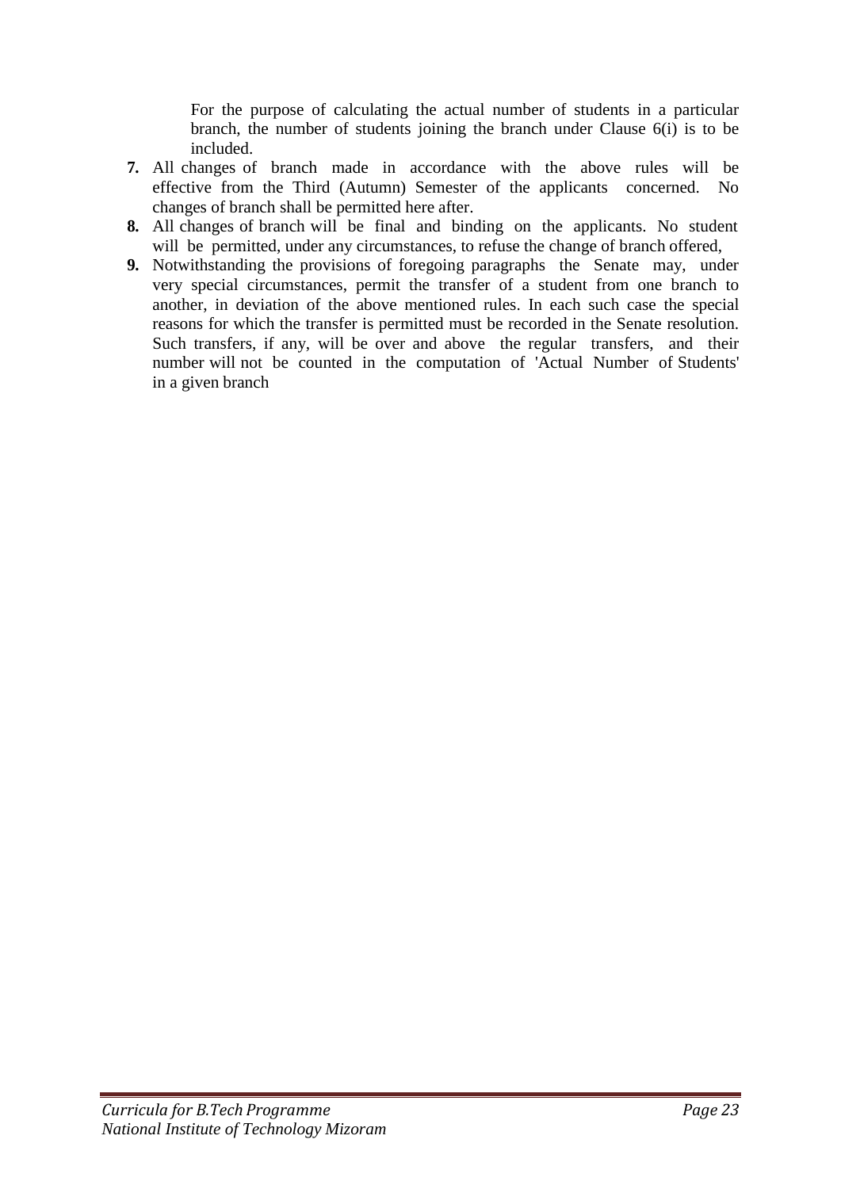For the purpose of calculating the actual number of students in a particular branch, the number of students joining the branch under Clause 6(i) is to be included.

**7.** All changes of branch made in accordance with the above rules will be effective from the Third (Autumn) Semester of the applicants concerned. No changes of branch shall be permitted here after.

**8.** All changes of branch will be final and binding on the applicants. No student will be permitted, under any circumstances, to refuse the change of branch offered,

**9.** Notwithstanding the provisions of foregoing paragraphs the Senate may, under very special circumstances, permit the transfer of a student from one branch to another, in deviation of the above mentioned rules. In each such case the special reasons for which the transfer is permitted must be recorded in the Senate resolution. Such transfers, if any, will be over and above the regular transfers, and their number will not be counted in the computation of 'Actual Number of Students' in a given branch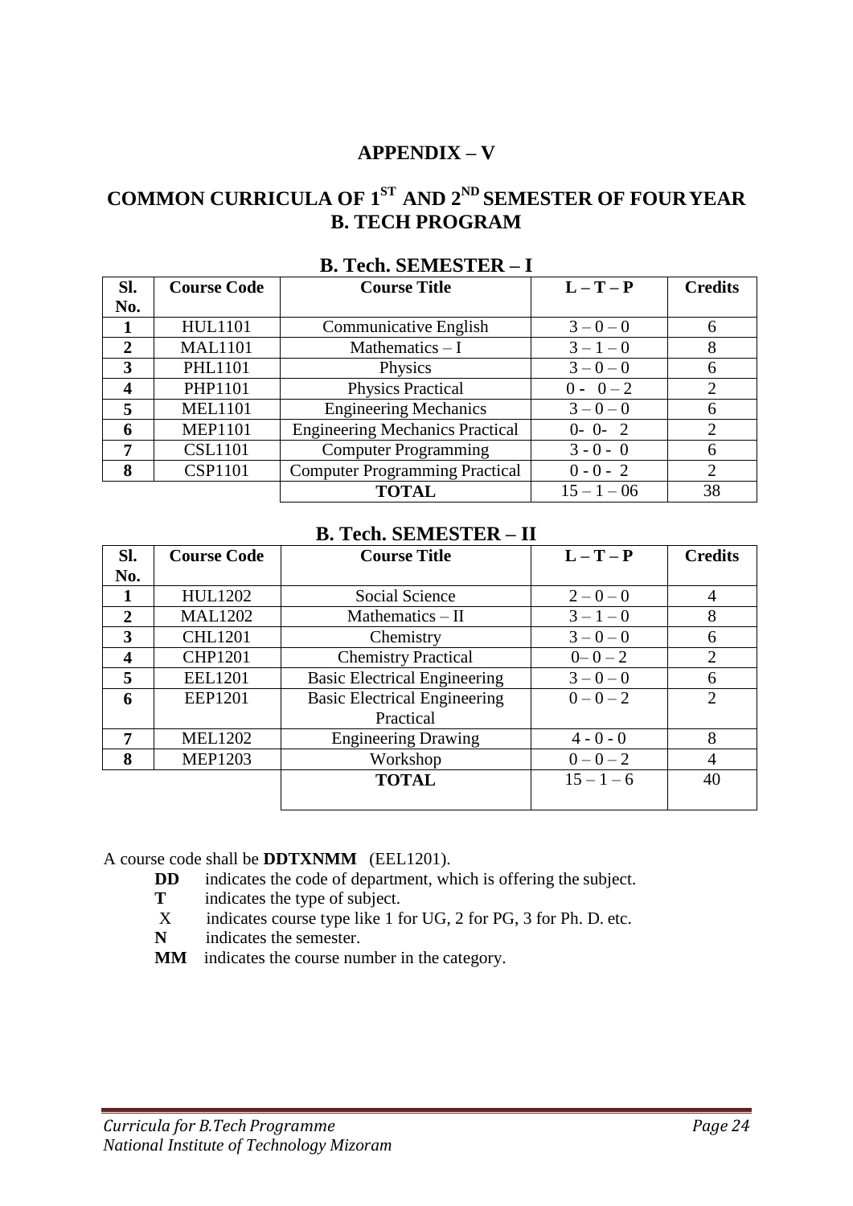# APPENDIX – V

# COMMON CURRICULA OF 1ST AND 2ND SEMESTER OF FOUR YEAR B. TECH PROGRAM

## B. Tech. SEMESTER – I

| Sl. No. | Course Code | Course Title | L – T – P | Credits |
|---|---|---|---|---|
| 1 | HUL1101 | Communicative English | 3 – 0 – 0 | 6 |
| 2 | MAL1101 | Mathematics – I | 3 – 1 – 0 | 8 |
| 3 | PHL1101 | Physics | 3 – 0 – 0 | 6 |
| 4 | PHP1101 | Physics Practical | 0 - 0 – 2 | 2 |
| 5 | MEL1101 | Engineering Mechanics | 3 – 0 – 0 | 6 |
| 6 | MEP1101 | Engineering Mechanics Practical | 0- 0- 2 | 2 |
| 7 | CSL1101 | Computer Programming | 3 - 0 - 0 | 6 |
| 8 | CSP1101 | Computer Programming Practical | 0 - 0 - 2 | 2 |
| | | **TOTAL** | 15 – 1 – 06 | 38 |

## B. Tech. SEMESTER – II

| Sl. No. | Course Code | Course Title | L – T – P | Credits |
|---|---|---|---|---|
| 1 | HUL1202 | Social Science | 2 – 0 – 0 | 4 |
| 2 | MAL1202 | Mathematics – II | 3 – 1 – 0 | 8 |
| 3 | CHL1201 | Chemistry | 3 – 0 – 0 | 6 |
| 4 | CHP1201 | Chemistry Practical | 0– 0 – 2 | 2 |
| 5 | EEL1201 | Basic Electrical Engineering | 3 – 0 – 0 | 6 |
| 6 | EEP1201 | Basic Electrical Engineering Practical | 0 – 0 – 2 | 2 |
| 7 | MEL1202 | Engineering Drawing | 4 - 0 - 0 | 8 |
| 8 | MEP1203 | Workshop | 0 – 0 – 2 | 4 |
| | | **TOTAL** | 15 – 1 – 6 | 40 |

A course code shall be **DDTXNMM** (EEL1201).

- **DD** indicates the code of department, which is offering the subject.
- **T** indicates the type of subject.
- X indicates course type like 1 for UG, 2 for PG, 3 for Ph. D. etc.
- **N** indicates the semester.
- **MM** indicates the course number in the category.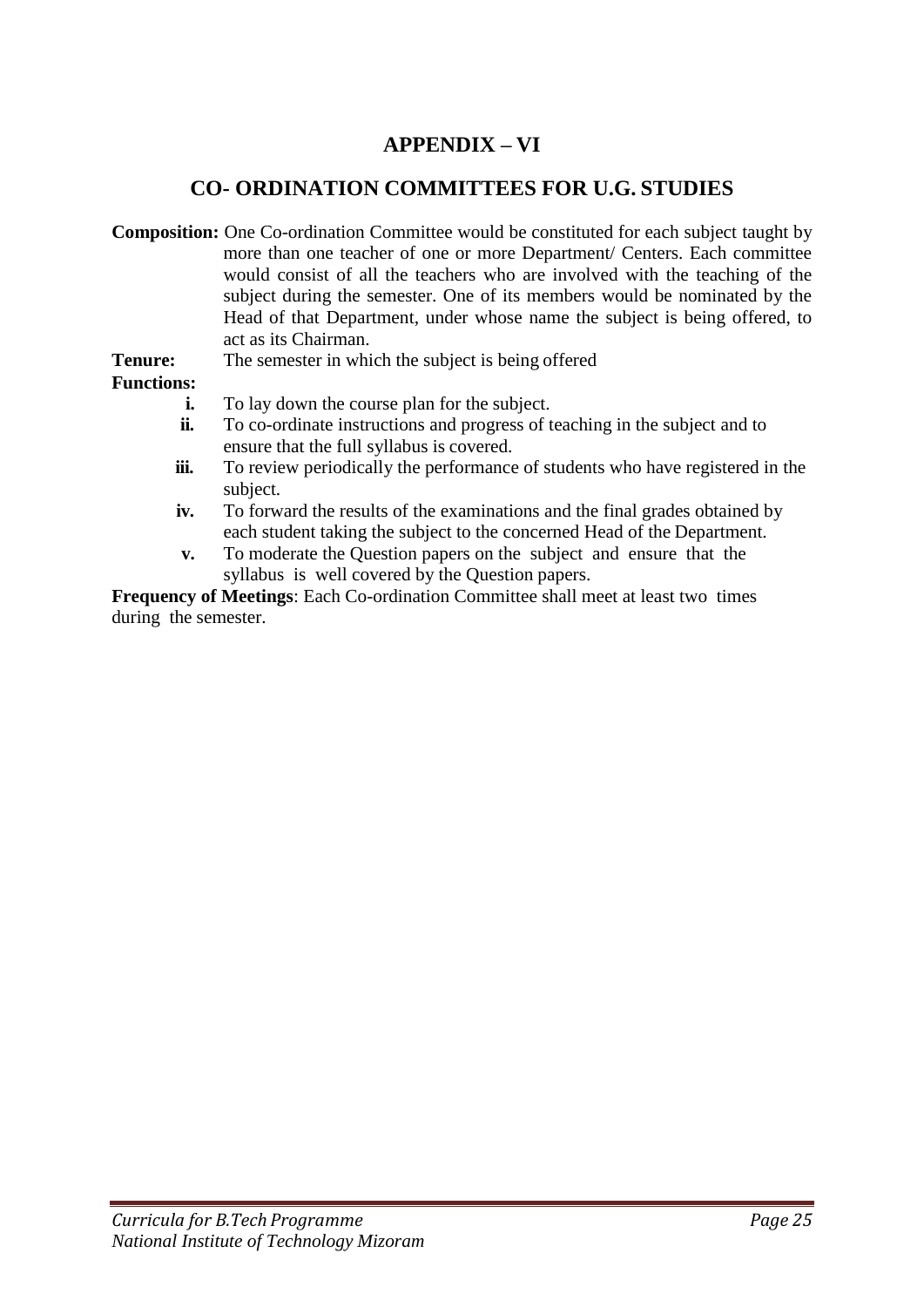# APPENDIX – VI

## CO- ORDINATION COMMITTEES FOR U.G. STUDIES

**Composition:** One Co-ordination Committee would be constituted for each subject taught by more than one teacher of one or more Department/ Centers. Each committee would consist of all the teachers who are involved with the teaching of the subject during the semester. One of its members would be nominated by the Head of that Department, under whose name the subject is being offered, to act as its Chairman.

**Tenure:** The semester in which the subject is being offered

**Functions:**

- **i.** To lay down the course plan for the subject.
- **ii.** To co-ordinate instructions and progress of teaching in the subject and to ensure that the full syllabus is covered.
- **iii.** To review periodically the performance of students who have registered in the subject.
- **iv.** To forward the results of the examinations and the final grades obtained by each student taking the subject to the concerned Head of the Department.
- **v.** To moderate the Question papers on the subject and ensure that the syllabus is well covered by the Question papers.

**Frequency of Meetings**: Each Co-ordination Committee shall meet at least two times during the semester.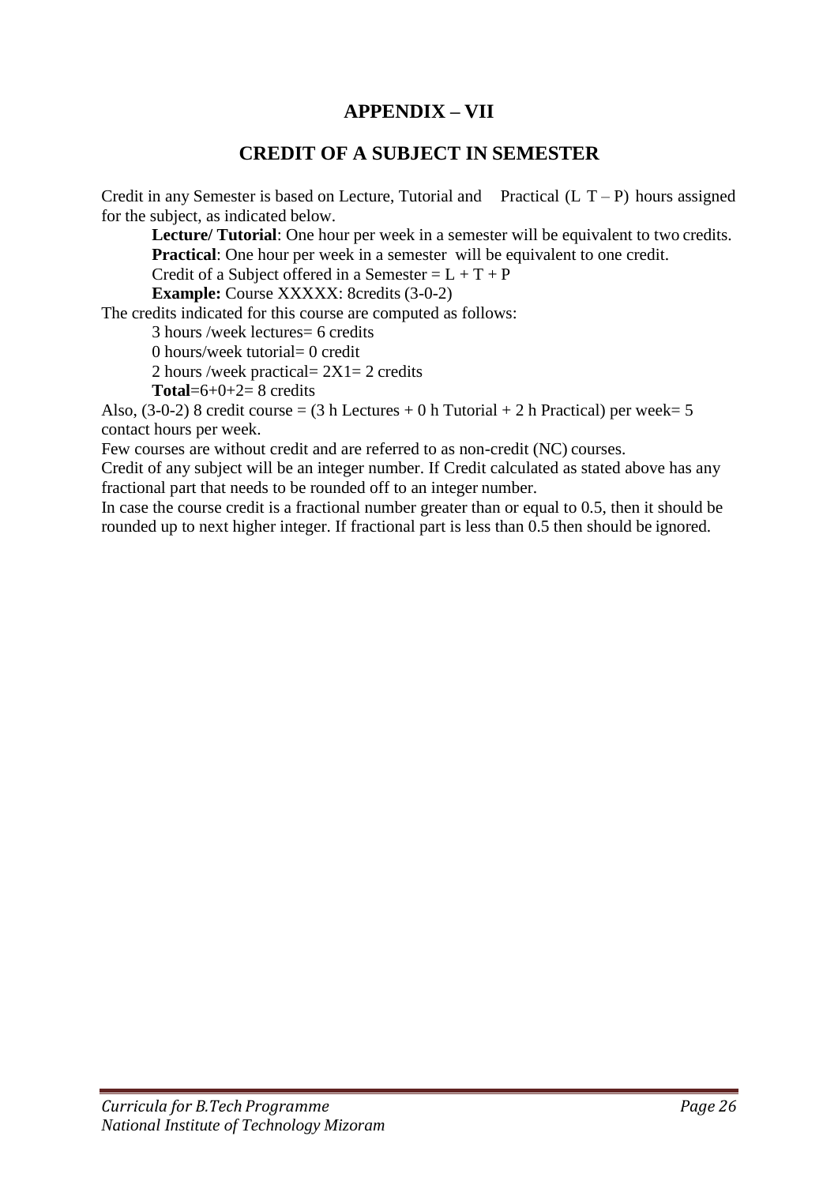# APPENDIX – VII

## CREDIT OF A SUBJECT IN SEMESTER

Credit in any Semester is based on Lecture, Tutorial and Practical (L T – P) hours assigned for the subject, as indicated below.

**Lecture/ Tutorial**: One hour per week in a semester will be equivalent to two credits.
**Practical**: One hour per week in a semester will be equivalent to one credit.
Credit of a Subject offered in a Semester = L + T + P
**Example:** Course XXXXX: 8credits (3-0-2)

The credits indicated for this course are computed as follows:

3 hours /week lectures= 6 credits
0 hours/week tutorial= 0 credit
2 hours /week practical= 2X1= 2 credits
**Total**=6+0+2= 8 credits

Also, (3-0-2) 8 credit course = (3 h Lectures + 0 h Tutorial + 2 h Practical) per week= 5 contact hours per week.

Few courses are without credit and are referred to as non-credit (NC) courses.

Credit of any subject will be an integer number. If Credit calculated as stated above has any fractional part that needs to be rounded off to an integer number.

In case the course credit is a fractional number greater than or equal to 0.5, then it should be rounded up to next higher integer. If fractional part is less than 0.5 then should be ignored.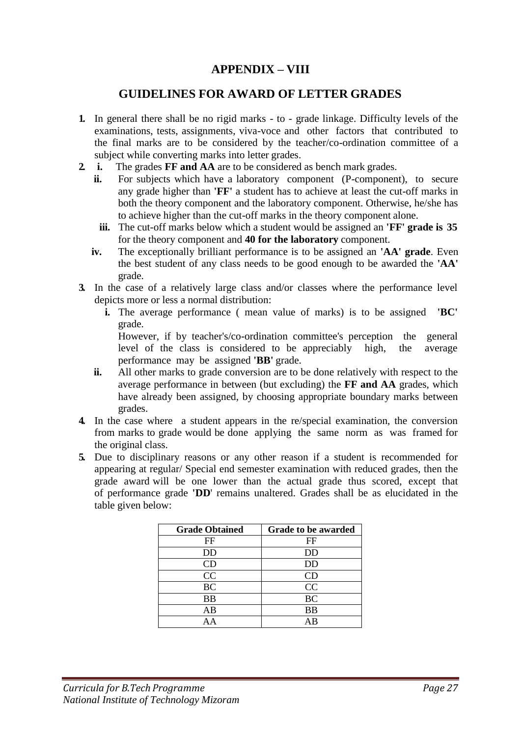# APPENDIX – VIII

## GUIDELINES FOR AWARD OF LETTER GRADES

1. In general there shall be no rigid marks - to - grade linkage. Difficulty levels of the examinations, tests, assignments, viva-voce and other factors that contributed to the final marks are to be considered by the teacher/co-ordination committee of a subject while converting marks into letter grades.
2. **i.** The grades **FF and AA** are to be considered as bench mark grades.
   
   **ii.** For subjects which have a laboratory component (P-component), to secure any grade higher than **'FF'** a student has to achieve at least the cut-off marks in both the theory component and the laboratory component. Otherwise, he/she has to achieve higher than the cut-off marks in the theory component alone.
   
   **iii.** The cut-off marks below which a student would be assigned an **'FF' grade is 35** for the theory component and **40 for the laboratory** component.
   
   **iv.** The exceptionally brilliant performance is to be assigned an **'AA' grade**. Even the best student of any class needs to be good enough to be awarded the **'AA'** grade.
3. In the case of a relatively large class and/or classes where the performance level depicts more or less a normal distribution:
   
   **i.** The average performance ( mean value of marks) is to be assigned **'BC'** grade.
   
   However, if by teacher's/co-ordination committee's perception the general level of the class is considered to be appreciably high, the average performance may be assigned **'BB'** grade.
   
   **ii.** All other marks to grade conversion are to be done relatively with respect to the average performance in between (but excluding) the **FF and AA** grades, which have already been assigned, by choosing appropriate boundary marks between grades.
4. In the case where a student appears in the re/special examination, the conversion from marks to grade would be done applying the same norm as was framed for the original class.
5. Due to disciplinary reasons or any other reason if a student is recommended for appearing at regular/ Special end semester examination with reduced grades, then the grade award will be one lower than the actual grade thus scored, except that of performance grade **'DD'** remains unaltered. Grades shall be as elucidated in the table given below:

| Grade Obtained | Grade to be awarded |
|---|---|
| FF | FF |
| DD | DD |
| CD | DD |
| CC | CD |
| BC | CC |
| BB | BC |
| AB | BB |
| AA | AB |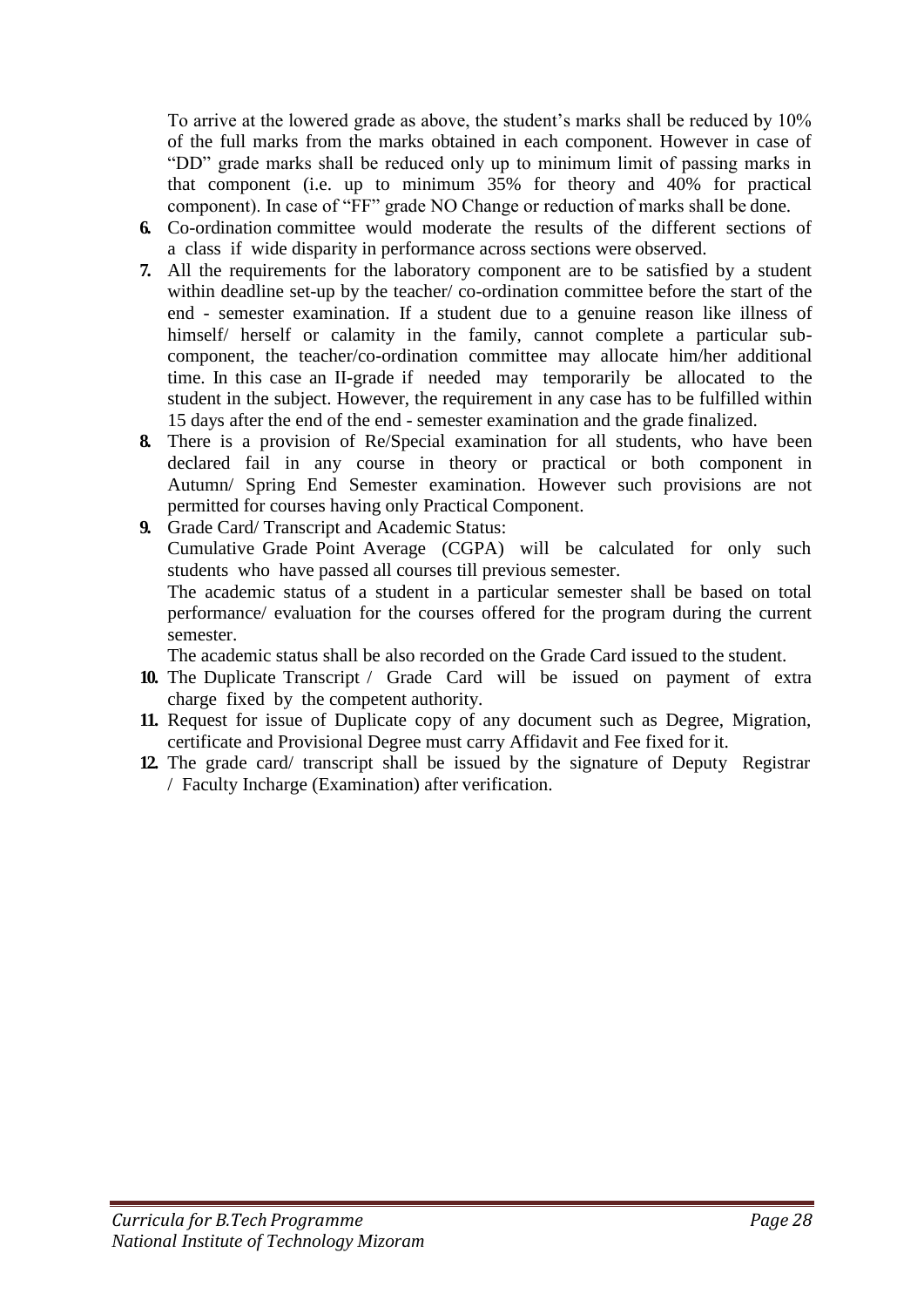To arrive at the lowered grade as above, the student's marks shall be reduced by 10% of the full marks from the marks obtained in each component. However in case of "DD" grade marks shall be reduced only up to minimum limit of passing marks in that component (i.e. up to minimum 35% for theory and 40% for practical component). In case of "FF" grade NO Change or reduction of marks shall be done.

6. Co-ordination committee would moderate the results of the different sections of a class if wide disparity in performance across sections were observed.
7. All the requirements for the laboratory component are to be satisfied by a student within deadline set-up by the teacher/ co-ordination committee before the start of the end - semester examination. If a student due to a genuine reason like illness of himself/ herself or calamity in the family, cannot complete a particular sub-component, the teacher/co-ordination committee may allocate him/her additional time. In this case an II-grade if needed may temporarily be allocated to the student in the subject. However, the requirement in any case has to be fulfilled within 15 days after the end of the end - semester examination and the grade finalized.
8. There is a provision of Re/Special examination for all students, who have been declared fail in any course in theory or practical or both component in Autumn/ Spring End Semester examination. However such provisions are not permitted for courses having only Practical Component.
9. Grade Card/ Transcript and Academic Status:
   Cumulative Grade Point Average (CGPA) will be calculated for only such students who have passed all courses till previous semester.
   The academic status of a student in a particular semester shall be based on total performance/ evaluation for the courses offered for the program during the current semester.
   The academic status shall be also recorded on the Grade Card issued to the student.
10. The Duplicate Transcript / Grade Card will be issued on payment of extra charge fixed by the competent authority.
11. Request for issue of Duplicate copy of any document such as Degree, Migration, certificate and Provisional Degree must carry Affidavit and Fee fixed for it.
12. The grade card/ transcript shall be issued by the signature of Deputy Registrar / Faculty Incharge (Examination) after verification.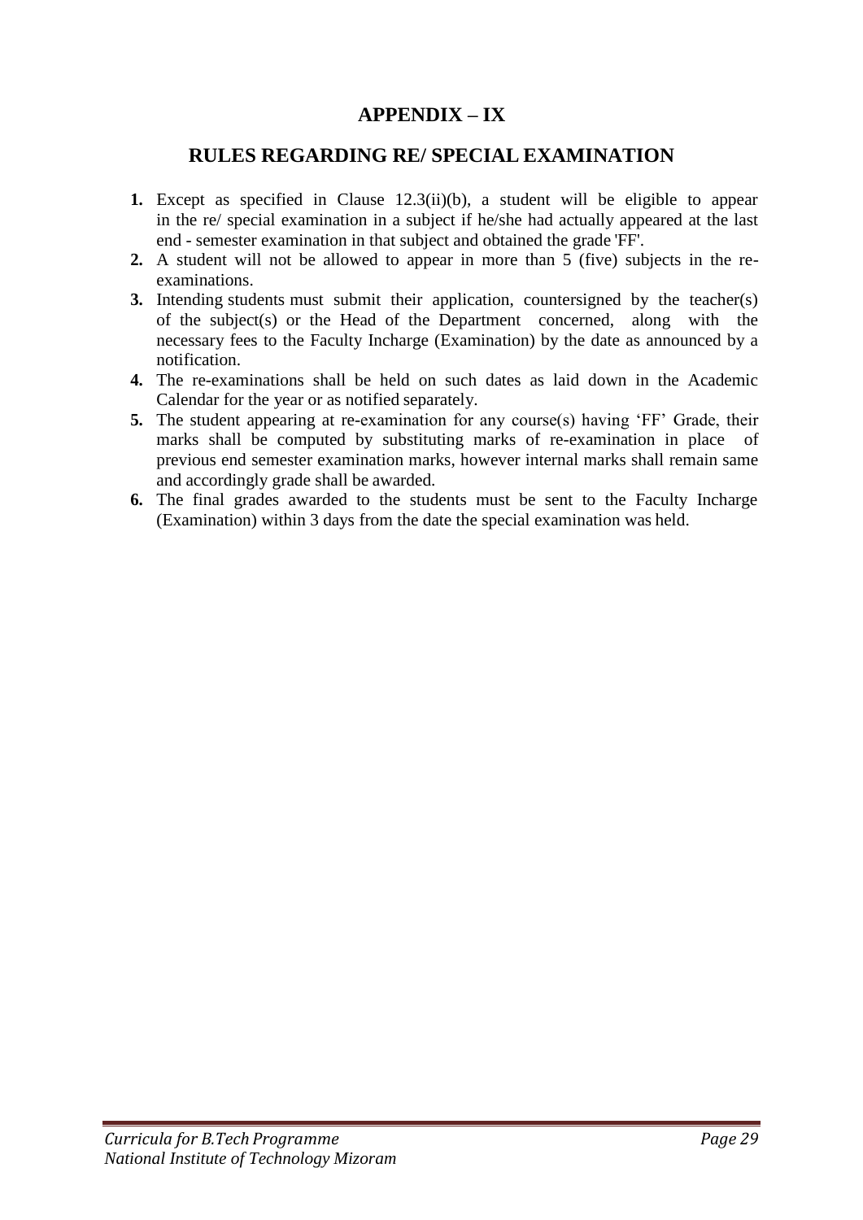# APPENDIX – IX

## RULES REGARDING RE/ SPECIAL EXAMINATION

1. Except as specified in Clause 12.3(ii)(b), a student will be eligible to appear in the re/ special examination in a subject if he/she had actually appeared at the last end - semester examination in that subject and obtained the grade 'FF'.
2. A student will not be allowed to appear in more than 5 (five) subjects in the re-examinations.
3. Intending students must submit their application, countersigned by the teacher(s) of the subject(s) or the Head of the Department concerned, along with the necessary fees to the Faculty Incharge (Examination) by the date as announced by a notification.
4. The re-examinations shall be held on such dates as laid down in the Academic Calendar for the year or as notified separately.
5. The student appearing at re-examination for any course(s) having 'FF' Grade, their marks shall be computed by substituting marks of re-examination in place of previous end semester examination marks, however internal marks shall remain same and accordingly grade shall be awarded.
6. The final grades awarded to the students must be sent to the Faculty Incharge (Examination) within 3 days from the date the special examination was held.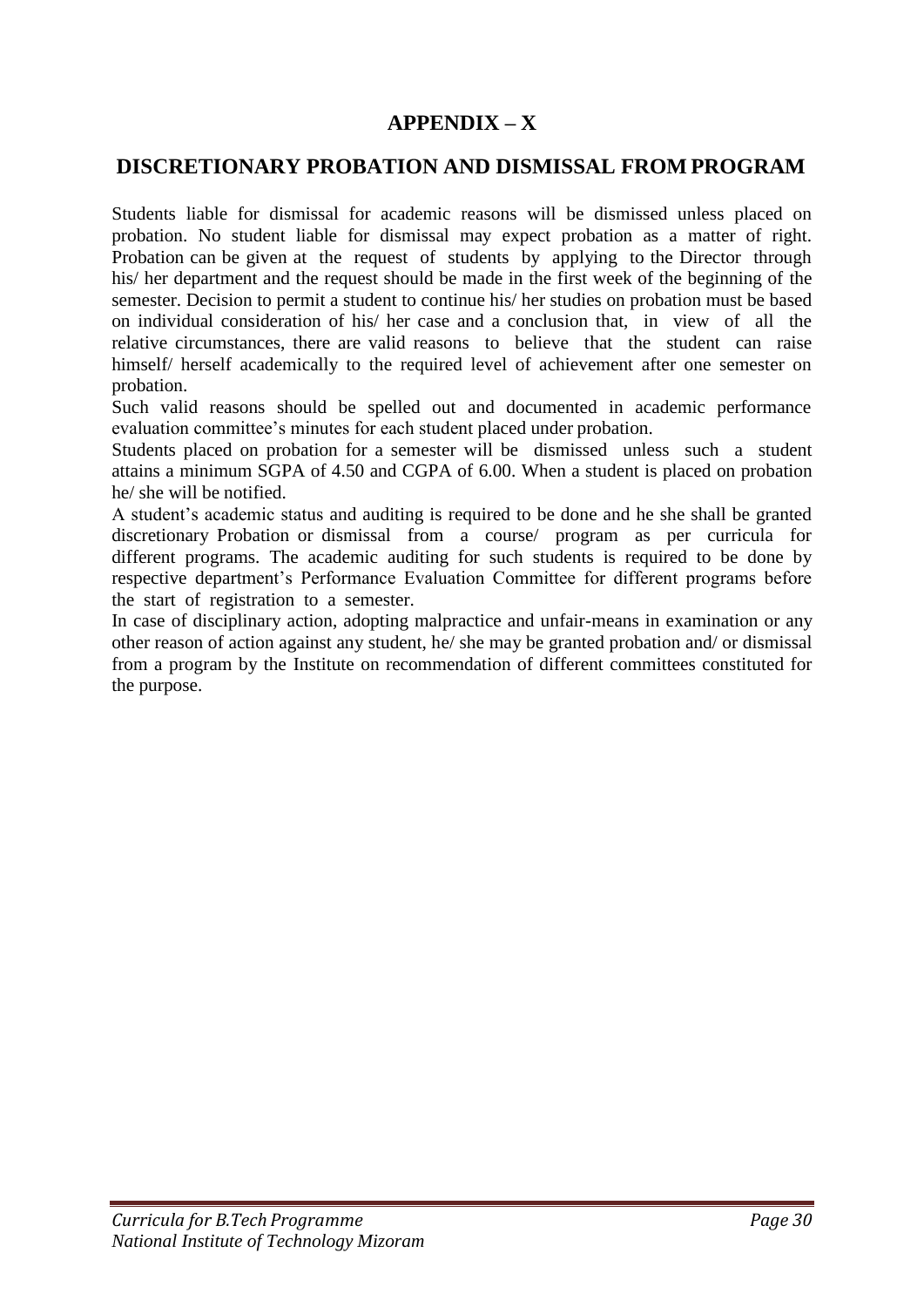## APPENDIX – X

## DISCRETIONARY PROBATION AND DISMISSAL FROM PROGRAM

Students liable for dismissal for academic reasons will be dismissed unless placed on probation. No student liable for dismissal may expect probation as a matter of right. Probation can be given at the request of students by applying to the Director through his/ her department and the request should be made in the first week of the beginning of the semester. Decision to permit a student to continue his/ her studies on probation must be based on individual consideration of his/ her case and a conclusion that, in view of all the relative circumstances, there are valid reasons to believe that the student can raise himself/ herself academically to the required level of achievement after one semester on probation.

Such valid reasons should be spelled out and documented in academic performance evaluation committee's minutes for each student placed under probation.

Students placed on probation for a semester will be dismissed unless such a student attains a minimum SGPA of 4.50 and CGPA of 6.00. When a student is placed on probation he/ she will be notified.

A student's academic status and auditing is required to be done and he she shall be granted discretionary Probation or dismissal from a course/ program as per curricula for different programs. The academic auditing for such students is required to be done by respective department's Performance Evaluation Committee for different programs before the start of registration to a semester.

In case of disciplinary action, adopting malpractice and unfair-means in examination or any other reason of action against any student, he/ she may be granted probation and/ or dismissal from a program by the Institute on recommendation of different committees constituted for the purpose.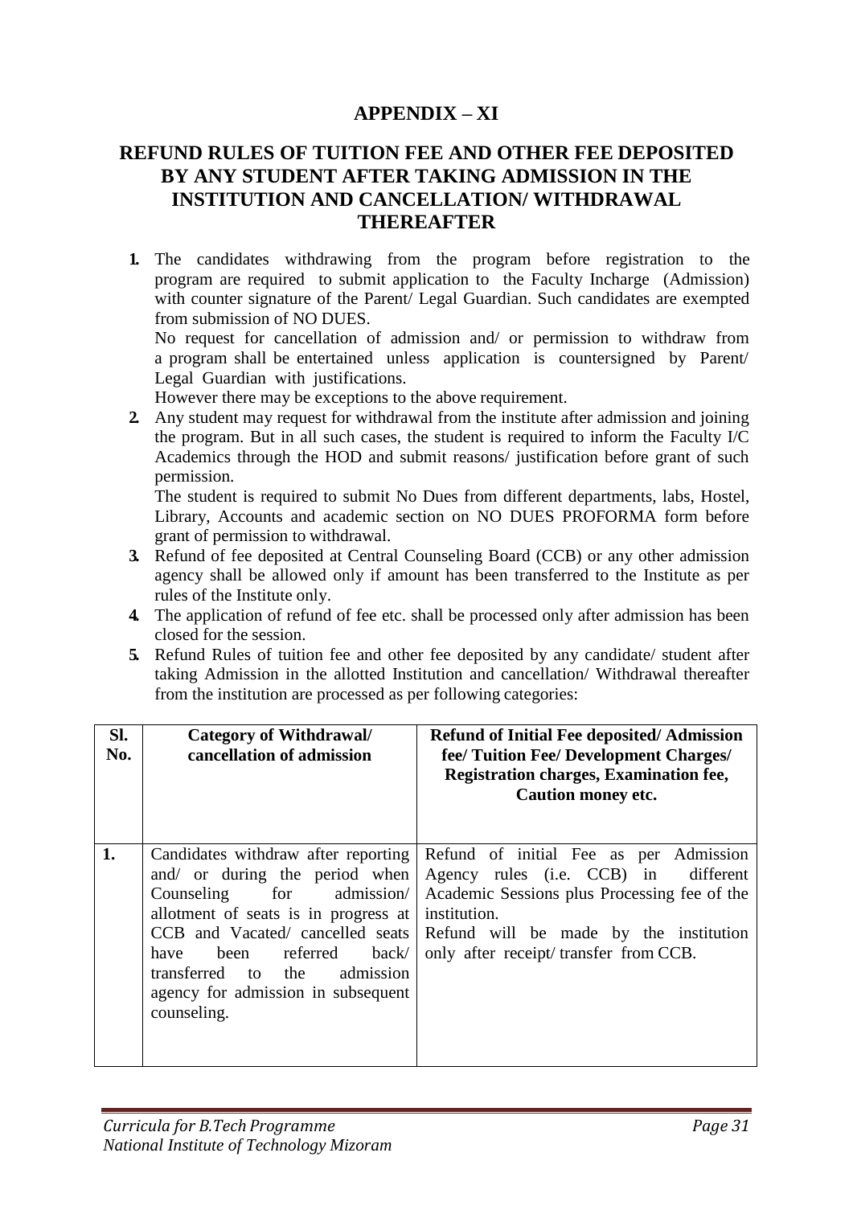## APPENDIX – XI

## REFUND RULES OF TUITION FEE AND OTHER FEE DEPOSITED BY ANY STUDENT AFTER TAKING ADMISSION IN THE INSTITUTION AND CANCELLATION/ WITHDRAWAL THEREAFTER

1. The candidates withdrawing from the program before registration to the program are required to submit application to the Faculty Incharge (Admission) with counter signature of the Parent/ Legal Guardian. Such candidates are exempted from submission of NO DUES.

   No request for cancellation of admission and/ or permission to withdraw from a program shall be entertained unless application is countersigned by Parent/ Legal Guardian with justifications.

   However there may be exceptions to the above requirement.

2. Any student may request for withdrawal from the institute after admission and joining the program. But in all such cases, the student is required to inform the Faculty I/C Academics through the HOD and submit reasons/ justification before grant of such permission.

   The student is required to submit No Dues from different departments, labs, Hostel, Library, Accounts and academic section on NO DUES PROFORMA form before grant of permission to withdrawal.

3. Refund of fee deposited at Central Counseling Board (CCB) or any other admission agency shall be allowed only if amount has been transferred to the Institute as per rules of the Institute only.
4. The application of refund of fee etc. shall be processed only after admission has been closed for the session.
5. Refund Rules of tuition fee and other fee deposited by any candidate/ student after taking Admission in the allotted Institution and cancellation/ Withdrawal thereafter from the institution are processed as per following categories:

| Sl. No. | Category of Withdrawal/ cancellation of admission | Refund of Initial Fee deposited/ Admission fee/ Tuition Fee/ Development Charges/ Registration charges, Examination fee, Caution money etc. |
|---|---|---|
| 1. | Candidates withdraw after reporting and/ or during the period when Counseling for admission/ allotment of seats is in progress at CCB and Vacated/ cancelled seats have been referred back/ transferred to the admission agency for admission in subsequent counseling. | Refund of initial Fee as per Admission Agency rules (i.e. CCB) in different Academic Sessions plus Processing fee of the institution.<br>Refund will be made by the institution only after receipt/ transfer from CCB. |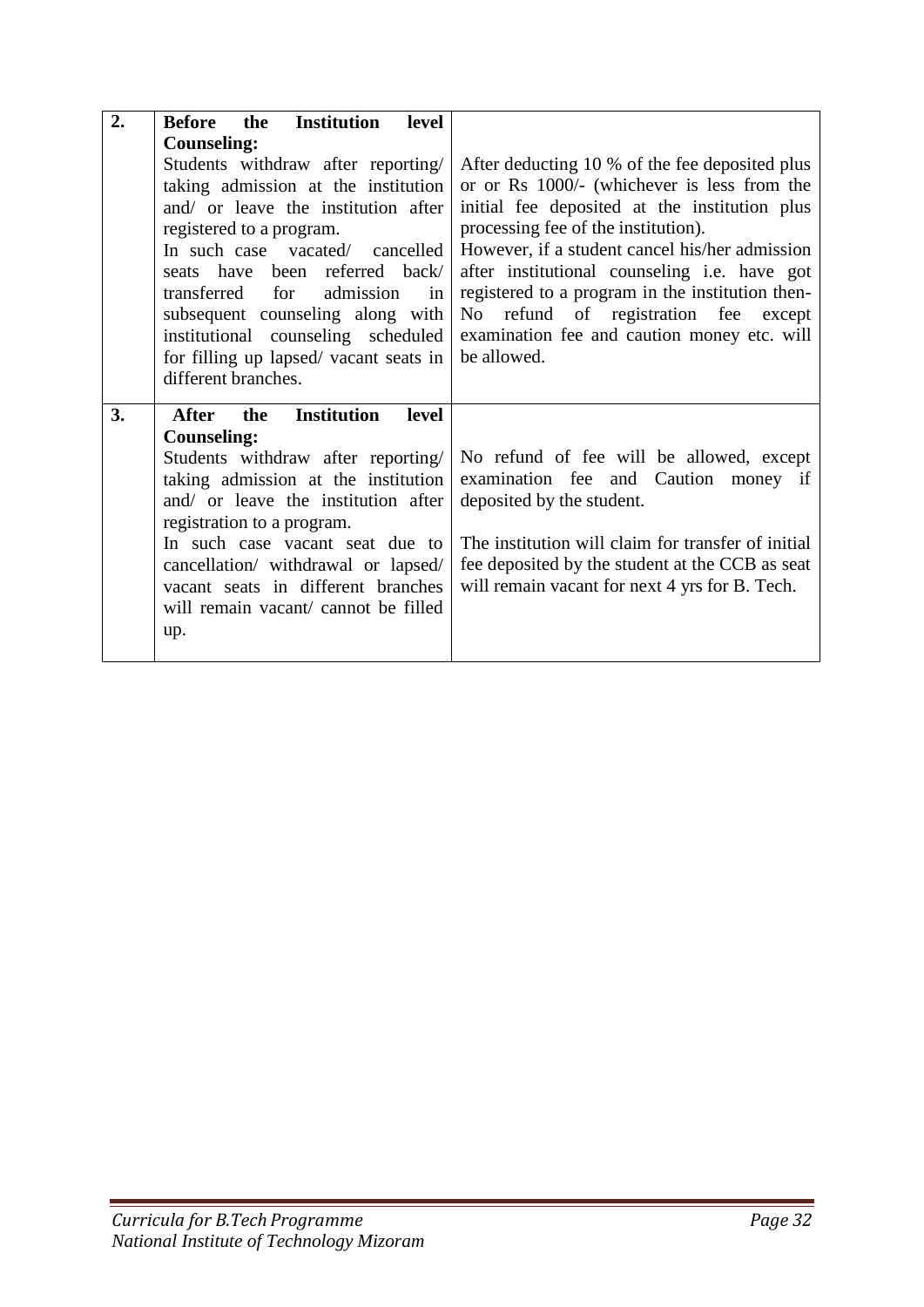| | | |
|---|---|---|
| **2.** | **Before the Institution level Counseling:**<br>Students withdraw after reporting/ taking admission at the institution and/ or leave the institution after registered to a program.<br>In such case vacated/ cancelled seats have been referred back/ transferred for admission in subsequent counseling along with institutional counseling scheduled for filling up lapsed/ vacant seats in different branches. | After deducting 10 % of the fee deposited plus or or Rs 1000/- (whichever is less from the initial fee deposited at the institution plus processing fee of the institution).<br>However, if a student cancel his/her admission after institutional counseling i.e. have got registered to a program in the institution then- No refund of registration fee except examination fee and caution money etc. will be allowed. |
| **3.** | **After the Institution level Counseling:**<br>Students withdraw after reporting/ taking admission at the institution and/ or leave the institution after registration to a program.<br>In such case vacant seat due to cancellation/ withdrawal or lapsed/ vacant seats in different branches will remain vacant/ cannot be filled up. | No refund of fee will be allowed, except examination fee and Caution money if deposited by the student.<br><br>The institution will claim for transfer of initial fee deposited by the student at the CCB as seat will remain vacant for next 4 yrs for B. Tech. |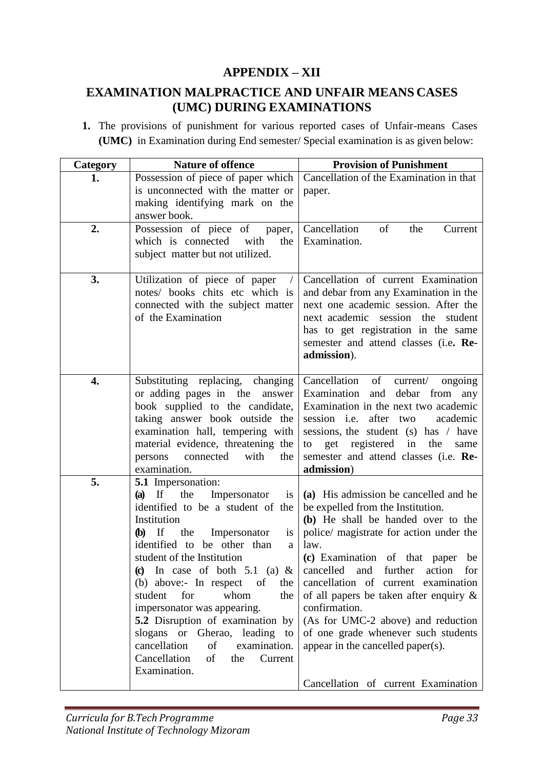## APPENDIX – XII

## EXAMINATION MALPRACTICE AND UNFAIR MEANS CASES (UMC) DURING EXAMINATIONS

1. The provisions of punishment for various reported cases of Unfair-means Cases **(UMC)** in Examination during End semester/ Special examination is as given below:

| Category | Nature of offence | Provision of Punishment |
|---|---|---|
| **1.** | Possession of piece of paper which is unconnected with the matter or making identifying mark on the answer book. | Cancellation of the Examination in that paper. |
| **2.** | Possession of piece of paper, which is connected with the subject matter but not utilized. | Cancellation of the Current Examination. |
| **3.** | Utilization of piece of paper / notes/ books chits etc which is connected with the subject matter of the Examination | Cancellation of current Examination and debar from any Examination in the next one academic session. After the next academic session the student has to get registration in the same semester and attend classes (i.e**. Re-admission**). |
| **4.** | Substituting replacing, changing or adding pages in the answer book supplied to the candidate, taking answer book outside the examination hall, tempering with material evidence, threatening the persons connected with the examination. | Cancellation of current/ ongoing Examination and debar from any Examination in the next two academic session i.e. after two academic sessions, the student (s) has / have to get registered in the same semester and attend classes (i.e. **Re-admission**) |
| **5.** | **5.1** Impersonation:<br>**(a)** If the Impersonator is identified to be a student of the Institution<br>**(b)** If the Impersonator is identified to be other than a student of the Institution<br>**(c)** In case of both 5.1 (a) & (b) above:- In respect of the student for whom the impersonator was appearing.<br>**5.2** Disruption of examination by slogans or Gherao, leading to cancellation of examination. Cancellation of the Current Examination. | **(a)** His admission be cancelled and he be expelled from the Institution.<br>**(b)** He shall be handed over to the police/ magistrate for action under the law.<br>**(c)** Examination of that paper be cancelled and further action for cancellation of current examination of all papers be taken after enquiry & confirmation.<br>(As for UMC-2 above) and reduction of one grade whenever such students appear in the cancelled paper(s).<br><br>Cancellation of current Examination |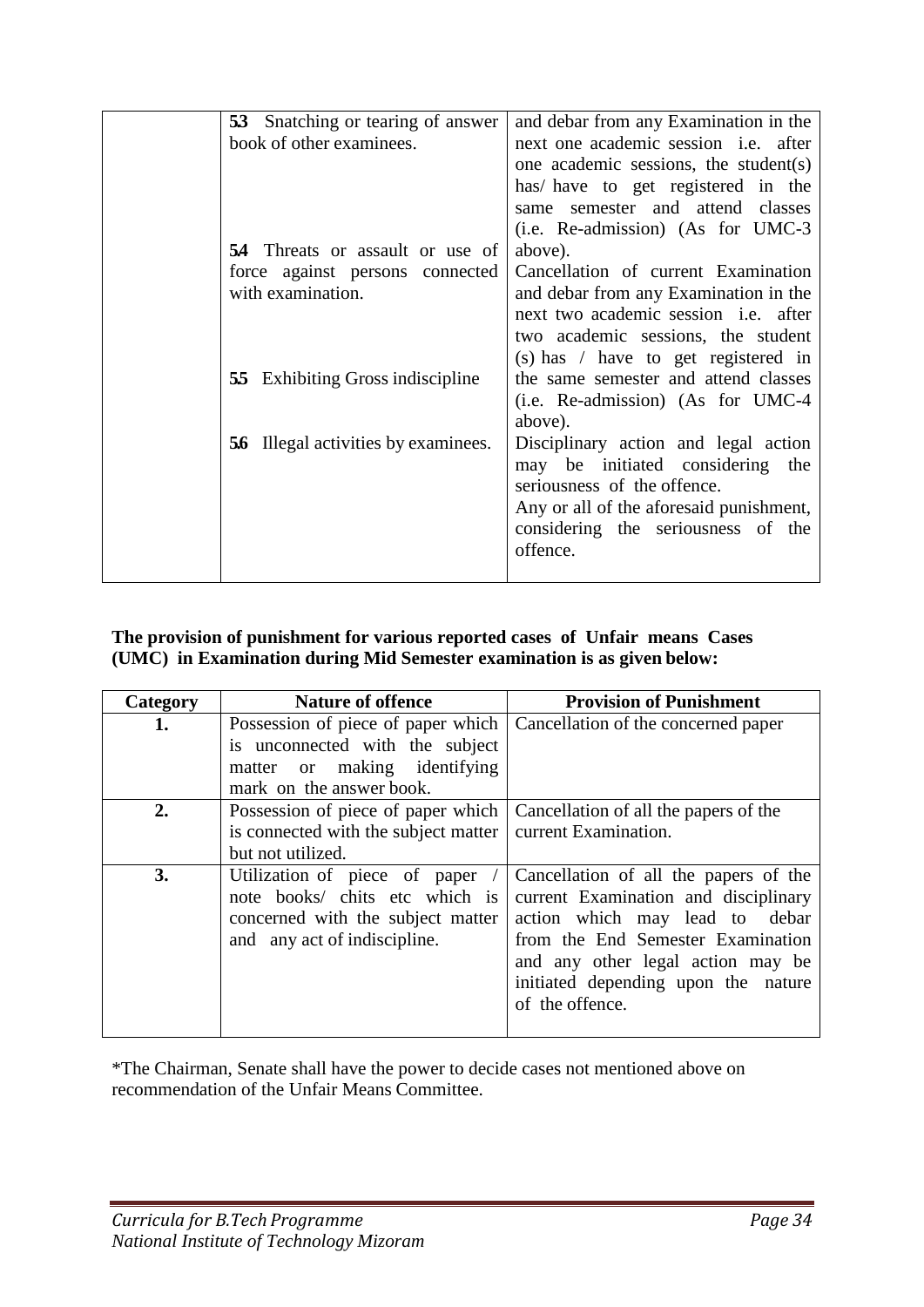| | | |
|---|---|---|
| | **5.3** Snatching or tearing of answer book of other examinees. | and debar from any Examination in the next one academic session i.e. after one academic sessions, the student(s) has/ have to get registered in the same semester and attend classes (i.e. Re-admission) (As for UMC-3 above). |
| | **5.4** Threats or assault or use of force against persons connected with examination. | Cancellation of current Examination and debar from any Examination in the next two academic session i.e. after two academic sessions, the student (s) has / have to get registered in the same semester and attend classes (i.e. Re-admission) (As for UMC-4 above). |
| | **5.5** Exhibiting Gross indiscipline | |
| | **5.6** Illegal activities by examinees. | Disciplinary action and legal action may be initiated considering the seriousness of the offence. Any or all of the aforesaid punishment, considering the seriousness of the offence. |

**The provision of punishment for various reported cases of Unfair means Cases (UMC) in Examination during Mid Semester examination is as given below:**

| Category | Nature of offence | Provision of Punishment |
|---|---|---|
| **1.** | Possession of piece of paper which is unconnected with the subject matter or making identifying mark on the answer book. | Cancellation of the concerned paper |
| **2.** | Possession of piece of paper which is connected with the subject matter but not utilized. | Cancellation of all the papers of the current Examination. |
| **3.** | Utilization of piece of paper / note books/ chits etc which is concerned with the subject matter and any act of indiscipline. | Cancellation of all the papers of the current Examination and disciplinary action which may lead to debar from the End Semester Examination and any other legal action may be initiated depending upon the nature of the offence. |

*The Chairman, Senate shall have the power to decide cases not mentioned above on recommendation of the Unfair Means Committee.